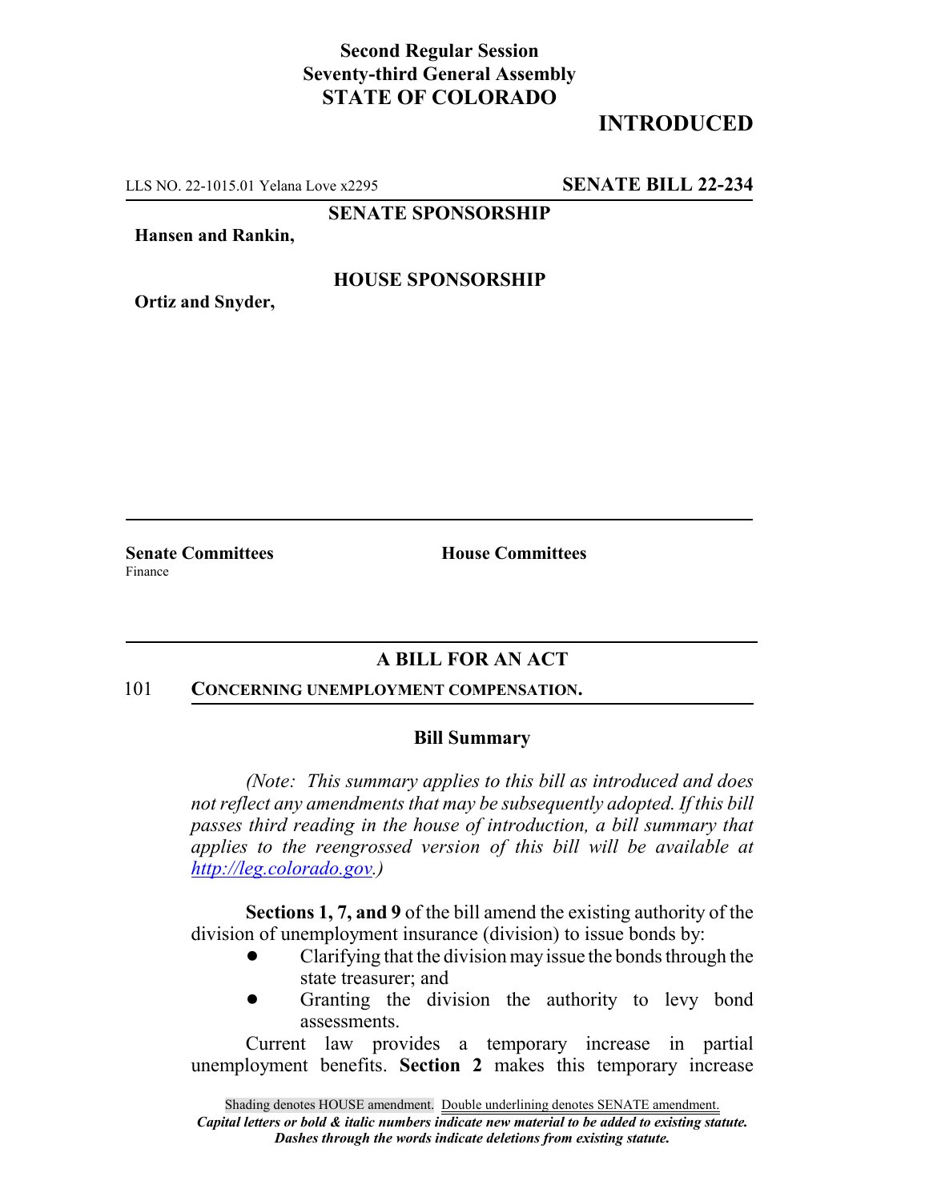**Second Regular Session**
**Seventy-third General Assembly**
**STATE OF COLORADO**

# INTRODUCTED

LLS NO. 22-1015.01 Yelana Love x2295 **SENATE BILL 22-234**

**SENATE SPONSORSHIP**

**Hansen and Rankin,**

**HOUSE SPONSORSHIP**

**Ortiz and Snyder,**

**Senate Committees**
Finance

**House Committees**

## A BILL FOR AN ACT

101 **CONCERNING UNEMPLOYMENT COMPENSATION.**

### Bill Summary

*(Note: This summary applies to this bill as introduced and does not reflect any amendments that may be subsequently adopted. If this bill passes third reading in the house of introduction, a bill summary that applies to the reengrossed version of this bill will be available at [http://leg.colorado.gov](http://leg.colorado.gov).)*

**Sections 1, 7, and 9** of the bill amend the existing authority of the division of unemployment insurance (division) to issue bonds by:

- Clarifying that the division may issue the bonds through the state treasurer; and
- Granting the division the authority to levy bond assessments.

Current law provides a temporary increase in partial unemployment benefits. **Section 2** makes this temporary increase

Shading denotes HOUSE amendment. Double underlining denotes SENATE amendment.
*Capital letters or bold & italic numbers indicate new material to be added to existing statute.*
*Dashes through the words indicate deletions from existing statute.*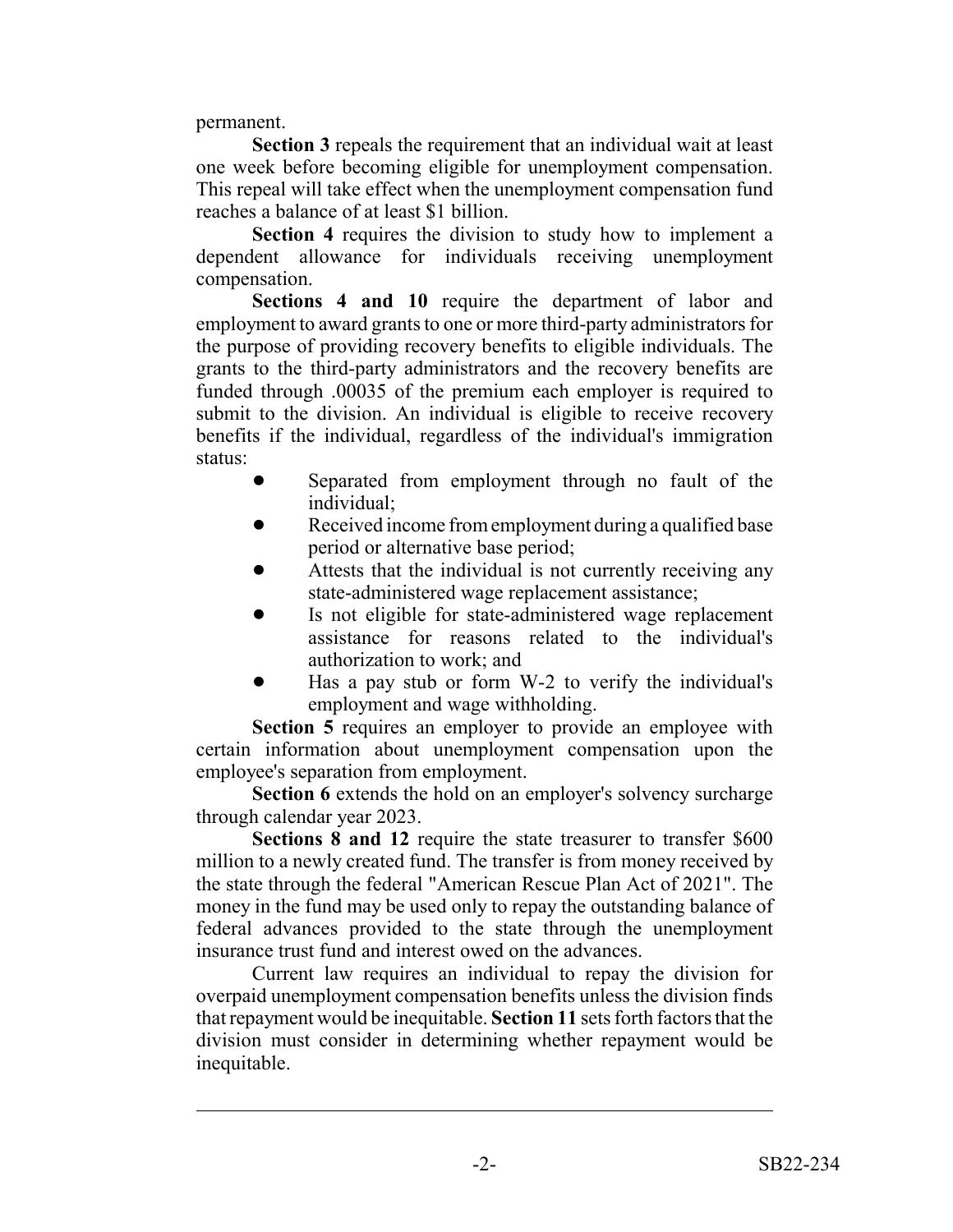permanent.

**Section 3** repeals the requirement that an individual wait at least one week before becoming eligible for unemployment compensation. This repeal will take effect when the unemployment compensation fund reaches a balance of at least $1 billion.

**Section 4** requires the division to study how to implement a dependent allowance for individuals receiving unemployment compensation.

**Sections 4 and 10** require the department of labor and employment to award grants to one or more third-party administrators for the purpose of providing recovery benefits to eligible individuals. The grants to the third-party administrators and the recovery benefits are funded through .00035 of the premium each employer is required to submit to the division. An individual is eligible to receive recovery benefits if the individual, regardless of the individual's immigration status:

- Separated from employment through no fault of the individual;
- Received income from employment during a qualified base period or alternative base period;
- Attests that the individual is not currently receiving any state-administered wage replacement assistance;
- Is not eligible for state-administered wage replacement assistance for reasons related to the individual's authorization to work; and
- Has a pay stub or form W-2 to verify the individual's employment and wage withholding.

**Section 5** requires an employer to provide an employee with certain information about unemployment compensation upon the employee's separation from employment.

**Section 6** extends the hold on an employer's solvency surcharge through calendar year 2023.

**Sections 8 and 12** require the state treasurer to transfer $600 million to a newly created fund. The transfer is from money received by the state through the federal "American Rescue Plan Act of 2021". The money in the fund may be used only to repay the outstanding balance of federal advances provided to the state through the unemployment insurance trust fund and interest owed on the advances.

Current law requires an individual to repay the division for overpaid unemployment compensation benefits unless the division finds that repayment would be inequitable. **Section 11** sets forth factors that the division must consider in determining whether repayment would be inequitable.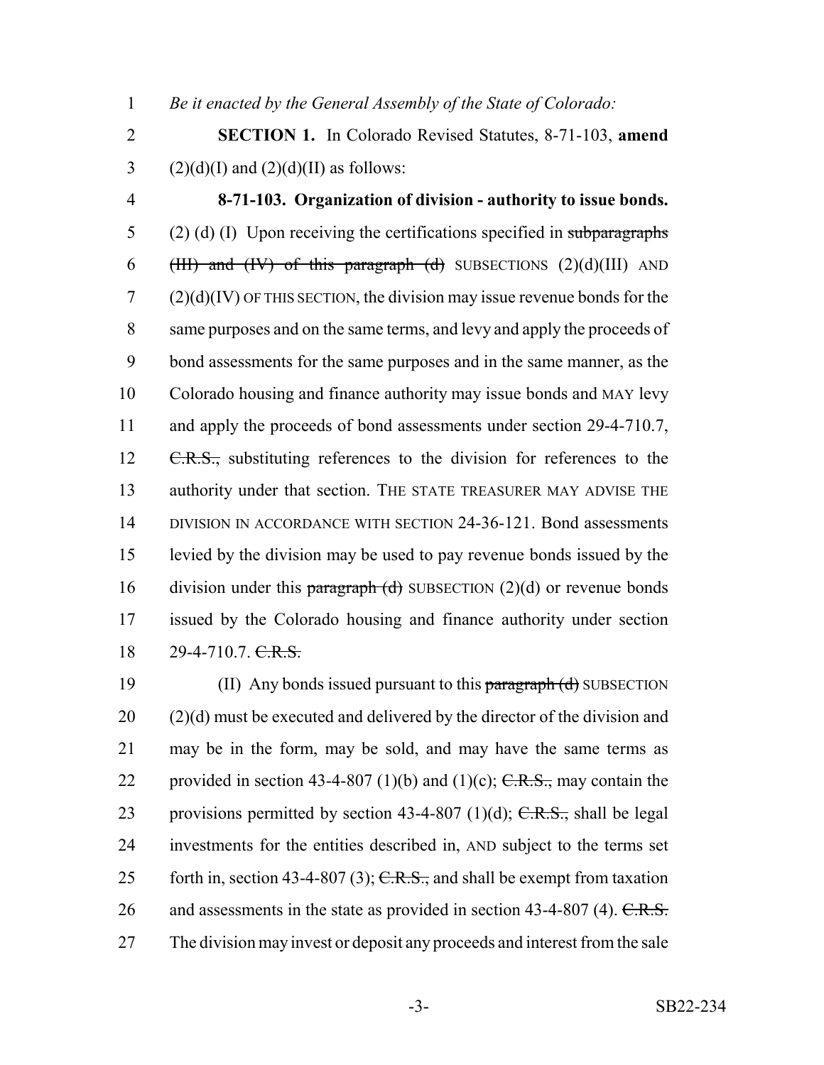*Be it enacted by the General Assembly of the State of Colorado:*

**SECTION 1.** In Colorado Revised Statutes, 8-71-103, **amend** (2)(d)(I) and (2)(d)(II) as follows:

**8-71-103. Organization of division - authority to issue bonds.** (2) (d) (I) Upon receiving the certifications specified in ~~subparagraphs (III) and (IV) of this paragraph (d)~~ SUBSECTIONS (2)(d)(III) AND (2)(d)(IV) OF THIS SECTION, the division may issue revenue bonds for the same purposes and on the same terms, and levy and apply the proceeds of bond assessments for the same purposes and in the same manner, as the Colorado housing and finance authority may issue bonds and MAY levy and apply the proceeds of bond assessments under section 29-4-710.7, ~~C.R.S.,~~ substituting references to the division for references to the authority under that section. THE STATE TREASURER MAY ADVISE THE DIVISION IN ACCORDANCE WITH SECTION 24-36-121. Bond assessments levied by the division may be used to pay revenue bonds issued by the division under this ~~paragraph (d)~~ SUBSECTION (2)(d) or revenue bonds issued by the Colorado housing and finance authority under section 29-4-710.7. ~~C.R.S.~~

(II) Any bonds issued pursuant to this ~~paragraph (d)~~ SUBSECTION (2)(d) must be executed and delivered by the director of the division and may be in the form, may be sold, and may have the same terms as provided in section 43-4-807 (1)(b) and (1)(c); ~~C.R.S.,~~ may contain the provisions permitted by section 43-4-807 (1)(d); ~~C.R.S.,~~ shall be legal investments for the entities described in, AND subject to the terms set forth in, section 43-4-807 (3); ~~C.R.S.,~~ and shall be exempt from taxation and assessments in the state as provided in section 43-4-807 (4). ~~C.R.S.~~ The division may invest or deposit any proceeds and interest from the sale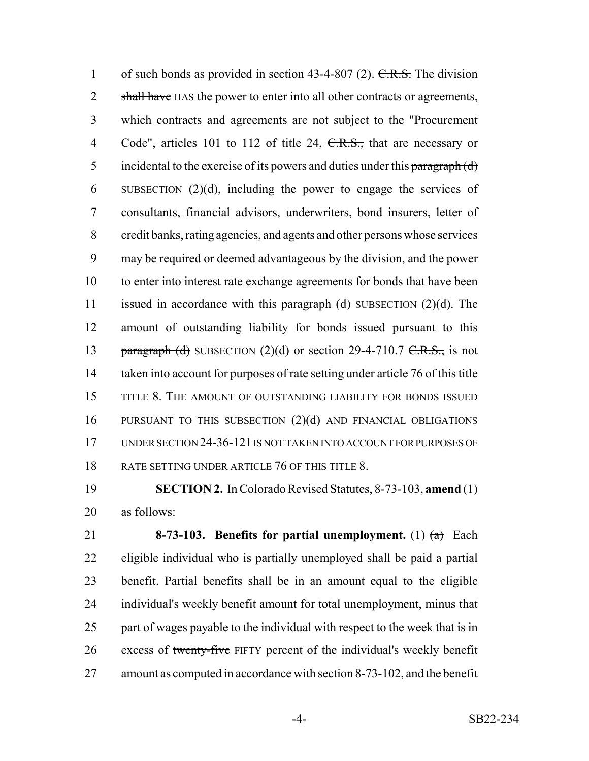of such bonds as provided in section 43-4-807 (2). ~~C.R.S.~~ The division ~~shall have~~ HAS the power to enter into all other contracts or agreements, which contracts and agreements are not subject to the "Procurement Code", articles 101 to 112 of title 24, ~~C.R.S.,~~ that are necessary or incidental to the exercise of its powers and duties under this ~~paragraph (d)~~ SUBSECTION (2)(d), including the power to engage the services of consultants, financial advisors, underwriters, bond insurers, letter of credit banks, rating agencies, and agents and other persons whose services may be required or deemed advantageous by the division, and the power to enter into interest rate exchange agreements for bonds that have been issued in accordance with this ~~paragraph (d)~~ SUBSECTION (2)(d). The amount of outstanding liability for bonds issued pursuant to this ~~paragraph (d)~~ SUBSECTION (2)(d) or section 29-4-710.7 ~~C.R.S.,~~ is not taken into account for purposes of rate setting under article 76 of this ~~title~~ TITLE 8. THE AMOUNT OF OUTSTANDING LIABILITY FOR BONDS ISSUED PURSUANT TO THIS SUBSECTION (2)(d) AND FINANCIAL OBLIGATIONS UNDER SECTION 24-36-121 IS NOT TAKEN INTO ACCOUNT FOR PURPOSES OF RATE SETTING UNDER ARTICLE 76 OF THIS TITLE 8.

**SECTION 2.** In Colorado Revised Statutes, 8-73-103, **amend** (1) as follows:

**8-73-103. Benefits for partial unemployment.** (1) ~~(a)~~ Each eligible individual who is partially unemployed shall be paid a partial benefit. Partial benefits shall be in an amount equal to the eligible individual's weekly benefit amount for total unemployment, minus that part of wages payable to the individual with respect to the week that is in excess of ~~twenty-five~~ FIFTY percent of the individual's weekly benefit amount as computed in accordance with section 8-73-102, and the benefit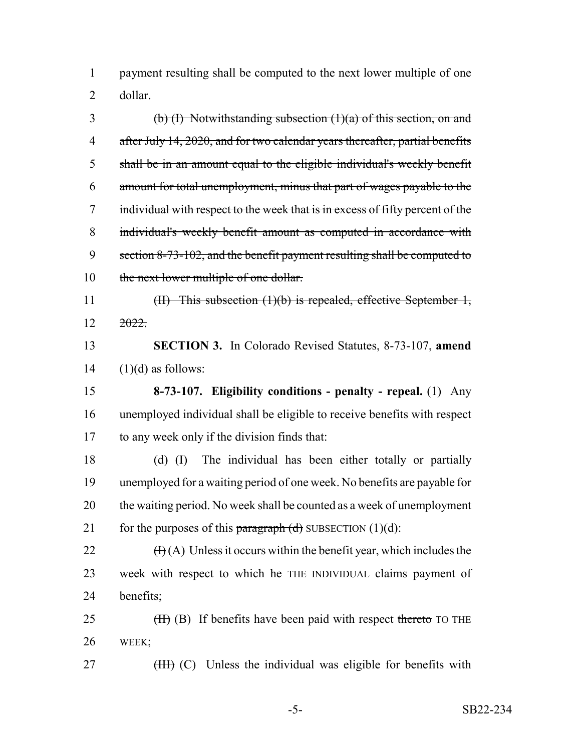payment resulting shall be computed to the next lower multiple of one dollar.

~~(b) (I) Notwithstanding subsection (1)(a) of this section, on and after July 14, 2020, and for two calendar years thereafter, partial benefits shall be in an amount equal to the eligible individual's weekly benefit amount for total unemployment, minus that part of wages payable to the individual with respect to the week that is in excess of fifty percent of the individual's weekly benefit amount as computed in accordance with section 8-73-102, and the benefit payment resulting shall be computed to the next lower multiple of one dollar.~~

~~(II) This subsection (1)(b) is repealed, effective September 1, 2022.~~

**SECTION 3.** In Colorado Revised Statutes, 8-73-107, **amend** (1)(d) as follows:

**8-73-107. Eligibility conditions - penalty - repeal.** (1) Any unemployed individual shall be eligible to receive benefits with respect to any week only if the division finds that:

(d) (I) The individual has been either totally or partially unemployed for a waiting period of one week. No benefits are payable for the waiting period. No week shall be counted as a week of unemployment for the purposes of this ~~paragraph (d)~~ SUBSECTION (1)(d):

~~(I)~~ (A) Unless it occurs within the benefit year, which includes the week with respect to which ~~he~~ THE INDIVIDUAL claims payment of benefits;

~~(II)~~ (B) If benefits have been paid with respect ~~thereto~~ TO THE WEEK;

~~(III)~~ (C) Unless the individual was eligible for benefits with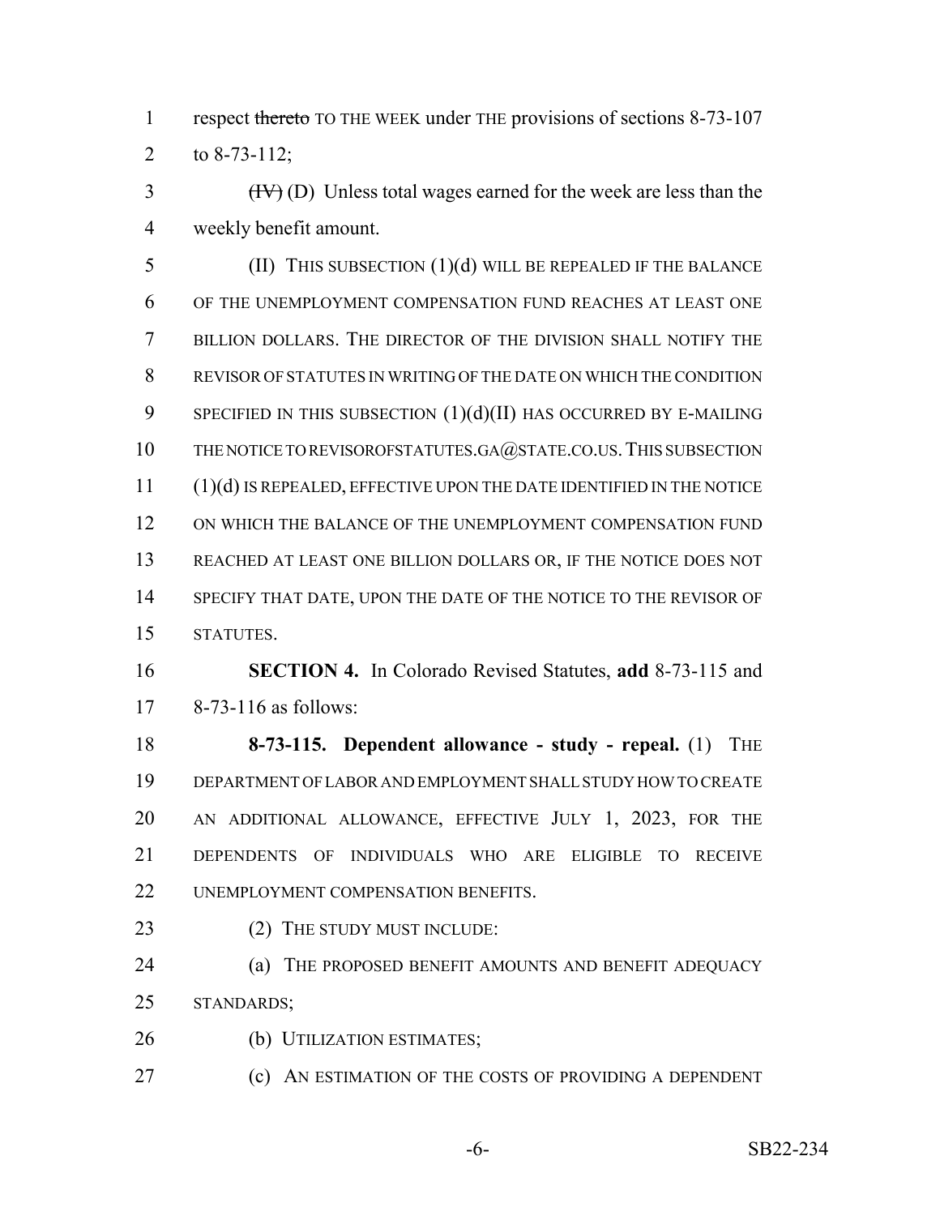respect ~~thereto~~ TO THE WEEK under THE provisions of sections 8-73-107 to 8-73-112;

~~(IV)~~ (D) Unless total wages earned for the week are less than the weekly benefit amount.

(II) THIS SUBSECTION (1)(d) WILL BE REPEALED IF THE BALANCE OF THE UNEMPLOYMENT COMPENSATION FUND REACHES AT LEAST ONE BILLION DOLLARS. THE DIRECTOR OF THE DIVISION SHALL NOTIFY THE REVISOR OF STATUTES IN WRITING OF THE DATE ON WHICH THE CONDITION SPECIFIED IN THIS SUBSECTION (1)(d)(II) HAS OCCURRED BY E-MAILING THE NOTICE TO REVISOROFSTATUTES.GA@STATE.CO.US. THIS SUBSECTION (1)(d) IS REPEALED, EFFECTIVE UPON THE DATE IDENTIFIED IN THE NOTICE ON WHICH THE BALANCE OF THE UNEMPLOYMENT COMPENSATION FUND REACHED AT LEAST ONE BILLION DOLLARS OR, IF THE NOTICE DOES NOT SPECIFY THAT DATE, UPON THE DATE OF THE NOTICE TO THE REVISOR OF STATUTES.

**SECTION 4.** In Colorado Revised Statutes, **add** 8-73-115 and 8-73-116 as follows:

**8-73-115. Dependent allowance - study - repeal.** (1) THE DEPARTMENT OF LABOR AND EMPLOYMENT SHALL STUDY HOW TO CREATE AN ADDITIONAL ALLOWANCE, EFFECTIVE JULY 1, 2023, FOR THE DEPENDENTS OF INDIVIDUALS WHO ARE ELIGIBLE TO RECEIVE UNEMPLOYMENT COMPENSATION BENEFITS.

(2) THE STUDY MUST INCLUDE:

(a) THE PROPOSED BENEFIT AMOUNTS AND BENEFIT ADEQUACY STANDARDS;

(b) UTILIZATION ESTIMATES;

(c) AN ESTIMATION OF THE COSTS OF PROVIDING A DEPENDENT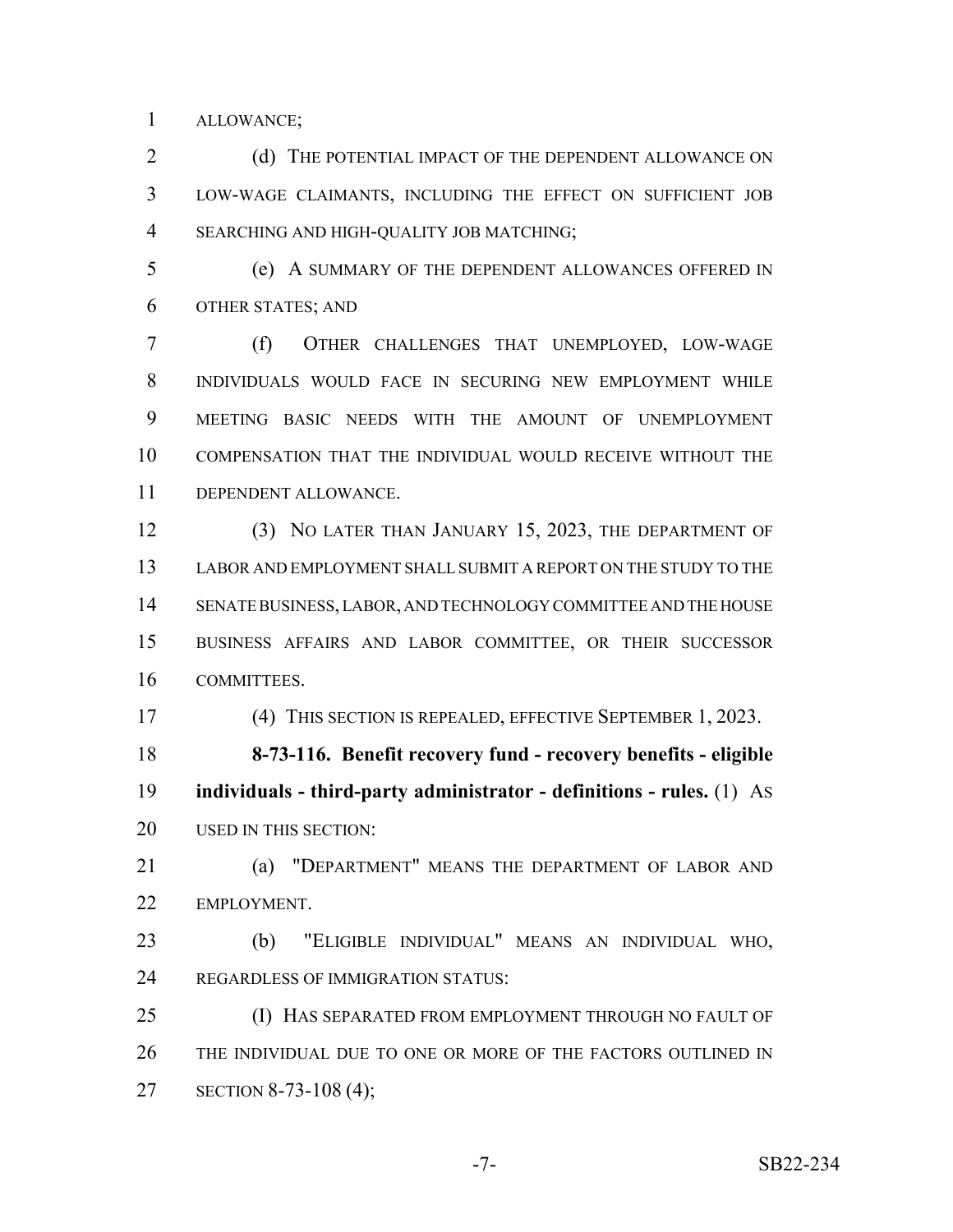ALLOWANCE;

(d) THE POTENTIAL IMPACT OF THE DEPENDENT ALLOWANCE ON LOW-WAGE CLAIMANTS, INCLUDING THE EFFECT ON SUFFICIENT JOB SEARCHING AND HIGH-QUALITY JOB MATCHING;

(e) A SUMMARY OF THE DEPENDENT ALLOWANCES OFFERED IN OTHER STATES; AND

(f) OTHER CHALLENGES THAT UNEMPLOYED, LOW-WAGE INDIVIDUALS WOULD FACE IN SECURING NEW EMPLOYMENT WHILE MEETING BASIC NEEDS WITH THE AMOUNT OF UNEMPLOYMENT COMPENSATION THAT THE INDIVIDUAL WOULD RECEIVE WITHOUT THE DEPENDENT ALLOWANCE.

(3) NO LATER THAN JANUARY 15, 2023, THE DEPARTMENT OF LABOR AND EMPLOYMENT SHALL SUBMIT A REPORT ON THE STUDY TO THE SENATE BUSINESS, LABOR, AND TECHNOLOGY COMMITTEE AND THE HOUSE BUSINESS AFFAIRS AND LABOR COMMITTEE, OR THEIR SUCCESSOR COMMITTEES.

(4) THIS SECTION IS REPEALED, EFFECTIVE SEPTEMBER 1, 2023.

**8-73-116. Benefit recovery fund - recovery benefits - eligible individuals - third-party administrator - definitions - rules.** (1) AS USED IN THIS SECTION:

(a) "DEPARTMENT" MEANS THE DEPARTMENT OF LABOR AND EMPLOYMENT.

(b) "ELIGIBLE INDIVIDUAL" MEANS AN INDIVIDUAL WHO, REGARDLESS OF IMMIGRATION STATUS:

(I) HAS SEPARATED FROM EMPLOYMENT THROUGH NO FAULT OF THE INDIVIDUAL DUE TO ONE OR MORE OF THE FACTORS OUTLINED IN SECTION 8-73-108 (4);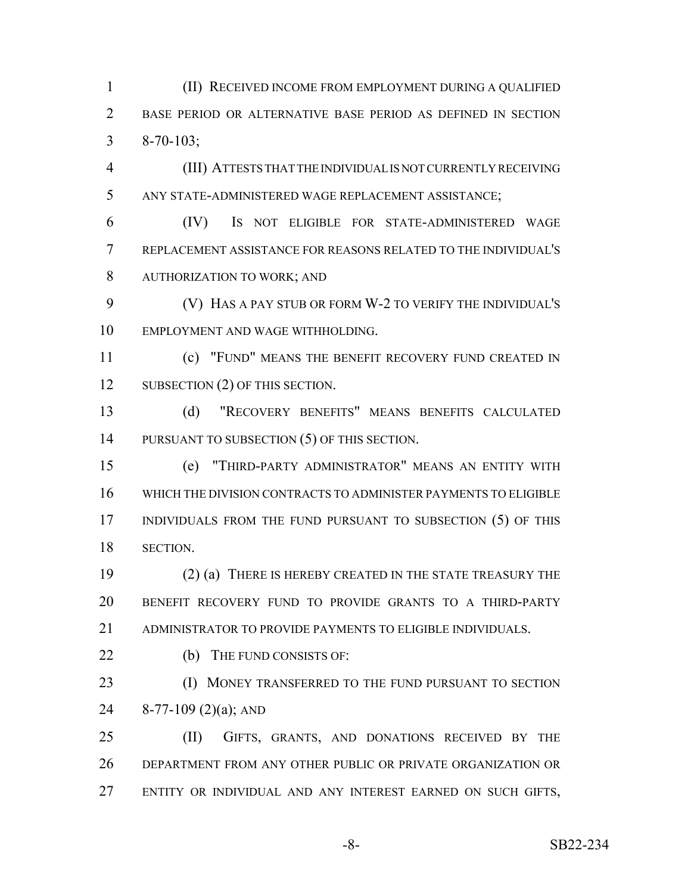(II) RECEIVED INCOME FROM EMPLOYMENT DURING A QUALIFIED BASE PERIOD OR ALTERNATIVE BASE PERIOD AS DEFINED IN SECTION 8-70-103;

(III) ATTESTS THAT THE INDIVIDUAL IS NOT CURRENTLY RECEIVING ANY STATE-ADMINISTERED WAGE REPLACEMENT ASSISTANCE;

(IV) IS NOT ELIGIBLE FOR STATE-ADMINISTERED WAGE REPLACEMENT ASSISTANCE FOR REASONS RELATED TO THE INDIVIDUAL'S AUTHORIZATION TO WORK; AND

(V) HAS A PAY STUB OR FORM W-2 TO VERIFY THE INDIVIDUAL'S EMPLOYMENT AND WAGE WITHHOLDING.

(c) "FUND" MEANS THE BENEFIT RECOVERY FUND CREATED IN SUBSECTION (2) OF THIS SECTION.

(d) "RECOVERY BENEFITS" MEANS BENEFITS CALCULATED PURSUANT TO SUBSECTION (5) OF THIS SECTION.

(e) "THIRD-PARTY ADMINISTRATOR" MEANS AN ENTITY WITH WHICH THE DIVISION CONTRACTS TO ADMINISTER PAYMENTS TO ELIGIBLE INDIVIDUALS FROM THE FUND PURSUANT TO SUBSECTION (5) OF THIS SECTION.

(2) (a) THERE IS HEREBY CREATED IN THE STATE TREASURY THE BENEFIT RECOVERY FUND TO PROVIDE GRANTS TO A THIRD-PARTY ADMINISTRATOR TO PROVIDE PAYMENTS TO ELIGIBLE INDIVIDUALS.

(b) THE FUND CONSISTS OF:

(I) MONEY TRANSFERRED TO THE FUND PURSUANT TO SECTION 8-77-109 (2)(a); AND

(II) GIFTS, GRANTS, AND DONATIONS RECEIVED BY THE DEPARTMENT FROM ANY OTHER PUBLIC OR PRIVATE ORGANIZATION OR ENTITY OR INDIVIDUAL AND ANY INTEREST EARNED ON SUCH GIFTS,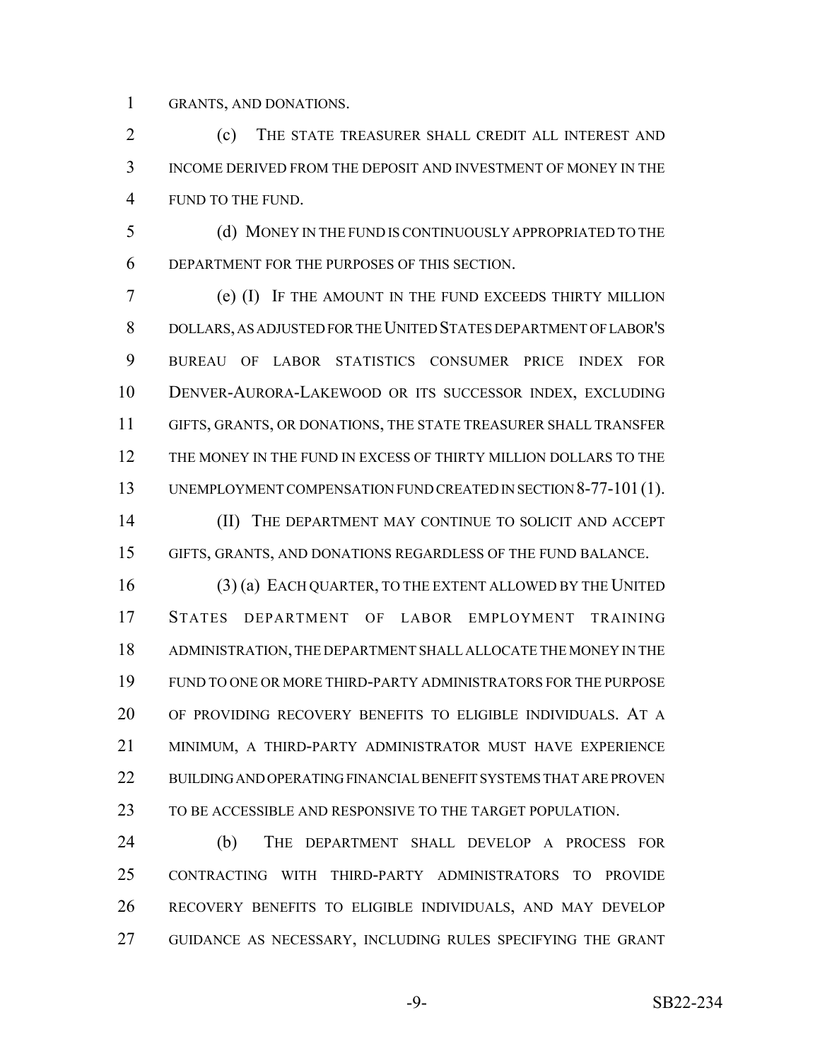GRANTS, AND DONATIONS.

(c) THE STATE TREASURER SHALL CREDIT ALL INTEREST AND INCOME DERIVED FROM THE DEPOSIT AND INVESTMENT OF MONEY IN THE FUND TO THE FUND.

(d) MONEY IN THE FUND IS CONTINUOUSLY APPROPRIATED TO THE DEPARTMENT FOR THE PURPOSES OF THIS SECTION.

(e) (I) IF THE AMOUNT IN THE FUND EXCEEDS THIRTY MILLION DOLLARS, AS ADJUSTED FOR THE UNITED STATES DEPARTMENT OF LABOR'S BUREAU OF LABOR STATISTICS CONSUMER PRICE INDEX FOR DENVER-AURORA-LAKEWOOD OR ITS SUCCESSOR INDEX, EXCLUDING GIFTS, GRANTS, OR DONATIONS, THE STATE TREASURER SHALL TRANSFER THE MONEY IN THE FUND IN EXCESS OF THIRTY MILLION DOLLARS TO THE UNEMPLOYMENT COMPENSATION FUND CREATED IN SECTION 8-77-101 (1).

(II) THE DEPARTMENT MAY CONTINUE TO SOLICIT AND ACCEPT GIFTS, GRANTS, AND DONATIONS REGARDLESS OF THE FUND BALANCE.

(3) (a) EACH QUARTER, TO THE EXTENT ALLOWED BY THE UNITED STATES DEPARTMENT OF LABOR EMPLOYMENT TRAINING ADMINISTRATION, THE DEPARTMENT SHALL ALLOCATE THE MONEY IN THE FUND TO ONE OR MORE THIRD-PARTY ADMINISTRATORS FOR THE PURPOSE OF PROVIDING RECOVERY BENEFITS TO ELIGIBLE INDIVIDUALS. AT A MINIMUM, A THIRD-PARTY ADMINISTRATOR MUST HAVE EXPERIENCE BUILDING AND OPERATING FINANCIAL BENEFIT SYSTEMS THAT ARE PROVEN TO BE ACCESSIBLE AND RESPONSIVE TO THE TARGET POPULATION.

(b) THE DEPARTMENT SHALL DEVELOP A PROCESS FOR CONTRACTING WITH THIRD-PARTY ADMINISTRATORS TO PROVIDE RECOVERY BENEFITS TO ELIGIBLE INDIVIDUALS, AND MAY DEVELOP GUIDANCE AS NECESSARY, INCLUDING RULES SPECIFYING THE GRANT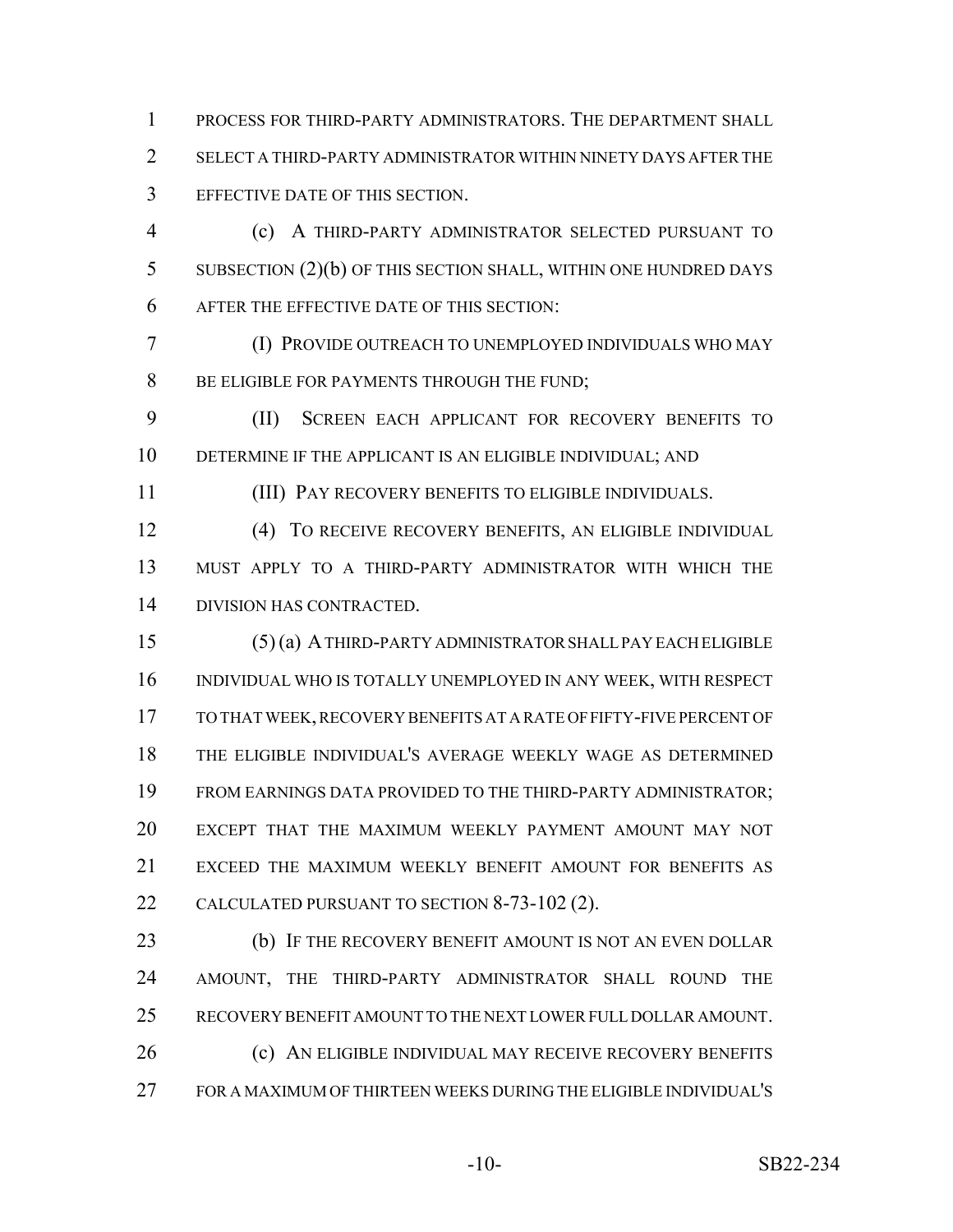PROCESS FOR THIRD-PARTY ADMINISTRATORS. THE DEPARTMENT SHALL SELECT A THIRD-PARTY ADMINISTRATOR WITHIN NINETY DAYS AFTER THE EFFECTIVE DATE OF THIS SECTION.

(c) A THIRD-PARTY ADMINISTRATOR SELECTED PURSUANT TO SUBSECTION (2)(b) OF THIS SECTION SHALL, WITHIN ONE HUNDRED DAYS AFTER THE EFFECTIVE DATE OF THIS SECTION:

(I) PROVIDE OUTREACH TO UNEMPLOYED INDIVIDUALS WHO MAY BE ELIGIBLE FOR PAYMENTS THROUGH THE FUND;

(II) SCREEN EACH APPLICANT FOR RECOVERY BENEFITS TO DETERMINE IF THE APPLICANT IS AN ELIGIBLE INDIVIDUAL; AND

(III) PAY RECOVERY BENEFITS TO ELIGIBLE INDIVIDUALS.

(4) TO RECEIVE RECOVERY BENEFITS, AN ELIGIBLE INDIVIDUAL MUST APPLY TO A THIRD-PARTY ADMINISTRATOR WITH WHICH THE DIVISION HAS CONTRACTED.

(5) (a) A THIRD-PARTY ADMINISTRATOR SHALL PAY EACH ELIGIBLE INDIVIDUAL WHO IS TOTALLY UNEMPLOYED IN ANY WEEK, WITH RESPECT TO THAT WEEK, RECOVERY BENEFITS AT A RATE OF FIFTY-FIVE PERCENT OF THE ELIGIBLE INDIVIDUAL'S AVERAGE WEEKLY WAGE AS DETERMINED FROM EARNINGS DATA PROVIDED TO THE THIRD-PARTY ADMINISTRATOR; EXCEPT THAT THE MAXIMUM WEEKLY PAYMENT AMOUNT MAY NOT EXCEED THE MAXIMUM WEEKLY BENEFIT AMOUNT FOR BENEFITS AS CALCULATED PURSUANT TO SECTION 8-73-102 (2).

(b) IF THE RECOVERY BENEFIT AMOUNT IS NOT AN EVEN DOLLAR AMOUNT, THE THIRD-PARTY ADMINISTRATOR SHALL ROUND THE RECOVERY BENEFIT AMOUNT TO THE NEXT LOWER FULL DOLLAR AMOUNT.

(c) AN ELIGIBLE INDIVIDUAL MAY RECEIVE RECOVERY BENEFITS FOR A MAXIMUM OF THIRTEEN WEEKS DURING THE ELIGIBLE INDIVIDUAL'S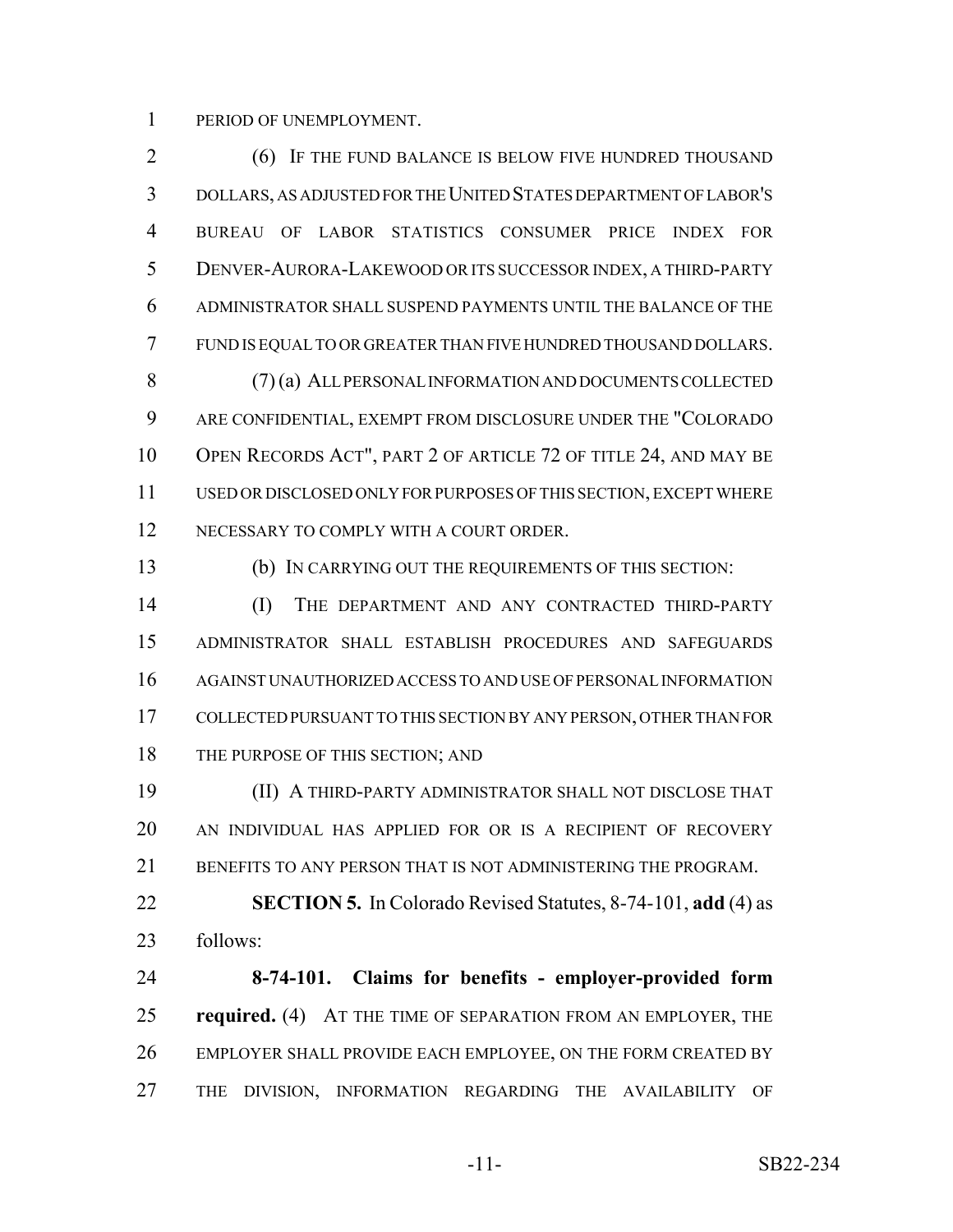PERIOD OF UNEMPLOYMENT.

(6) IF THE FUND BALANCE IS BELOW FIVE HUNDRED THOUSAND DOLLARS, AS ADJUSTED FOR THE UNITED STATES DEPARTMENT OF LABOR'S BUREAU OF LABOR STATISTICS CONSUMER PRICE INDEX FOR DENVER-AURORA-LAKEWOOD OR ITS SUCCESSOR INDEX, A THIRD-PARTY ADMINISTRATOR SHALL SUSPEND PAYMENTS UNTIL THE BALANCE OF THE FUND IS EQUAL TO OR GREATER THAN FIVE HUNDRED THOUSAND DOLLARS.

(7) (a) ALL PERSONAL INFORMATION AND DOCUMENTS COLLECTED ARE CONFIDENTIAL, EXEMPT FROM DISCLOSURE UNDER THE "COLORADO OPEN RECORDS ACT", PART 2 OF ARTICLE 72 OF TITLE 24, AND MAY BE USED OR DISCLOSED ONLY FOR PURPOSES OF THIS SECTION, EXCEPT WHERE NECESSARY TO COMPLY WITH A COURT ORDER.

(b) IN CARRYING OUT THE REQUIREMENTS OF THIS SECTION:

(I) THE DEPARTMENT AND ANY CONTRACTED THIRD-PARTY ADMINISTRATOR SHALL ESTABLISH PROCEDURES AND SAFEGUARDS AGAINST UNAUTHORIZED ACCESS TO AND USE OF PERSONAL INFORMATION COLLECTED PURSUANT TO THIS SECTION BY ANY PERSON, OTHER THAN FOR THE PURPOSE OF THIS SECTION; AND

(II) A THIRD-PARTY ADMINISTRATOR SHALL NOT DISCLOSE THAT AN INDIVIDUAL HAS APPLIED FOR OR IS A RECIPIENT OF RECOVERY BENEFITS TO ANY PERSON THAT IS NOT ADMINISTERING THE PROGRAM.

**SECTION 5.** In Colorado Revised Statutes, 8-74-101, **add** (4) as follows:

**8-74-101. Claims for benefits - employer-provided form required.** (4) AT THE TIME OF SEPARATION FROM AN EMPLOYER, THE EMPLOYER SHALL PROVIDE EACH EMPLOYEE, ON THE FORM CREATED BY THE DIVISION, INFORMATION REGARDING THE AVAILABILITY OF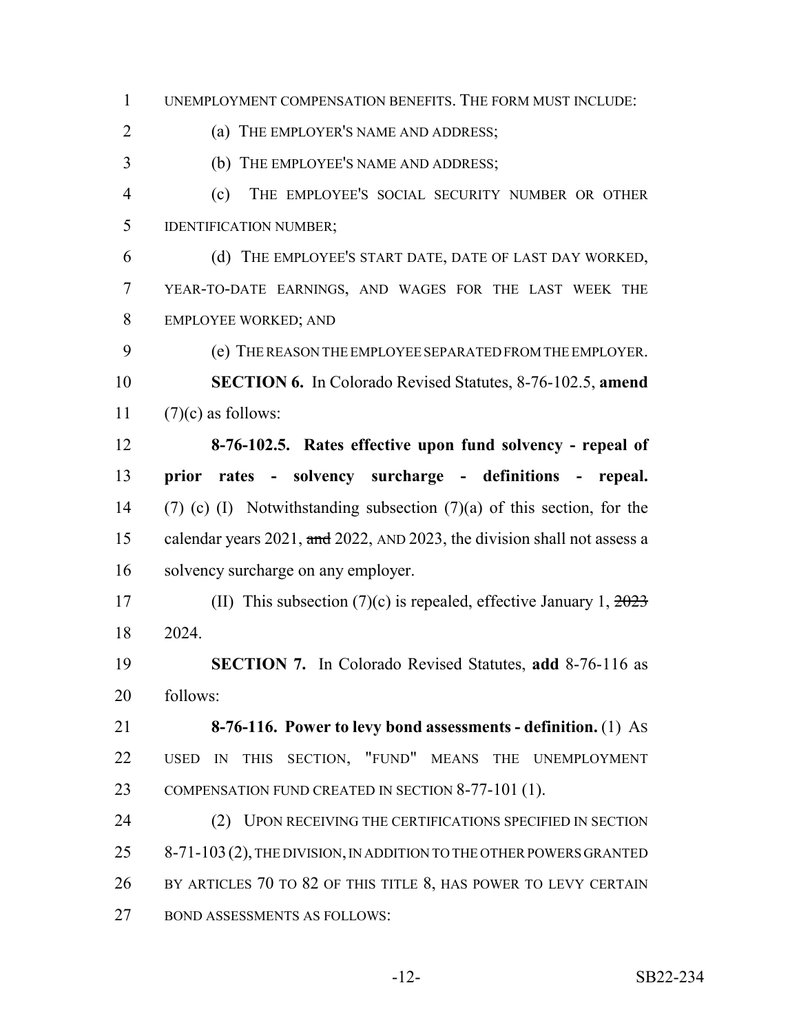UNEMPLOYMENT COMPENSATION BENEFITS. THE FORM MUST INCLUDE:

(a) THE EMPLOYER'S NAME AND ADDRESS;

(b) THE EMPLOYEE'S NAME AND ADDRESS;

(c) THE EMPLOYEE'S SOCIAL SECURITY NUMBER OR OTHER IDENTIFICATION NUMBER;

(d) THE EMPLOYEE'S START DATE, DATE OF LAST DAY WORKED, YEAR-TO-DATE EARNINGS, AND WAGES FOR THE LAST WEEK THE EMPLOYEE WORKED; AND

(e) THE REASON THE EMPLOYEE SEPARATED FROM THE EMPLOYER.

**SECTION 6.** In Colorado Revised Statutes, 8-76-102.5, **amend** (7)(c) as follows:

**8-76-102.5. Rates effective upon fund solvency - repeal of prior rates - solvency surcharge - definitions - repeal.** (7) (c) (I) Notwithstanding subsection (7)(a) of this section, for the calendar years 2021, ~~and~~ 2022, AND 2023, the division shall not assess a solvency surcharge on any employer.

(II) This subsection (7)(c) is repealed, effective January 1, ~~2023~~ 2024.

**SECTION 7.** In Colorado Revised Statutes, **add** 8-76-116 as follows:

**8-76-116. Power to levy bond assessments - definition.** (1) AS USED IN THIS SECTION, "FUND" MEANS THE UNEMPLOYMENT COMPENSATION FUND CREATED IN SECTION 8-77-101 (1).

(2) UPON RECEIVING THE CERTIFICATIONS SPECIFIED IN SECTION 8-71-103 (2), THE DIVISION, IN ADDITION TO THE OTHER POWERS GRANTED BY ARTICLES 70 TO 82 OF THIS TITLE 8, HAS POWER TO LEVY CERTAIN BOND ASSESSMENTS AS FOLLOWS: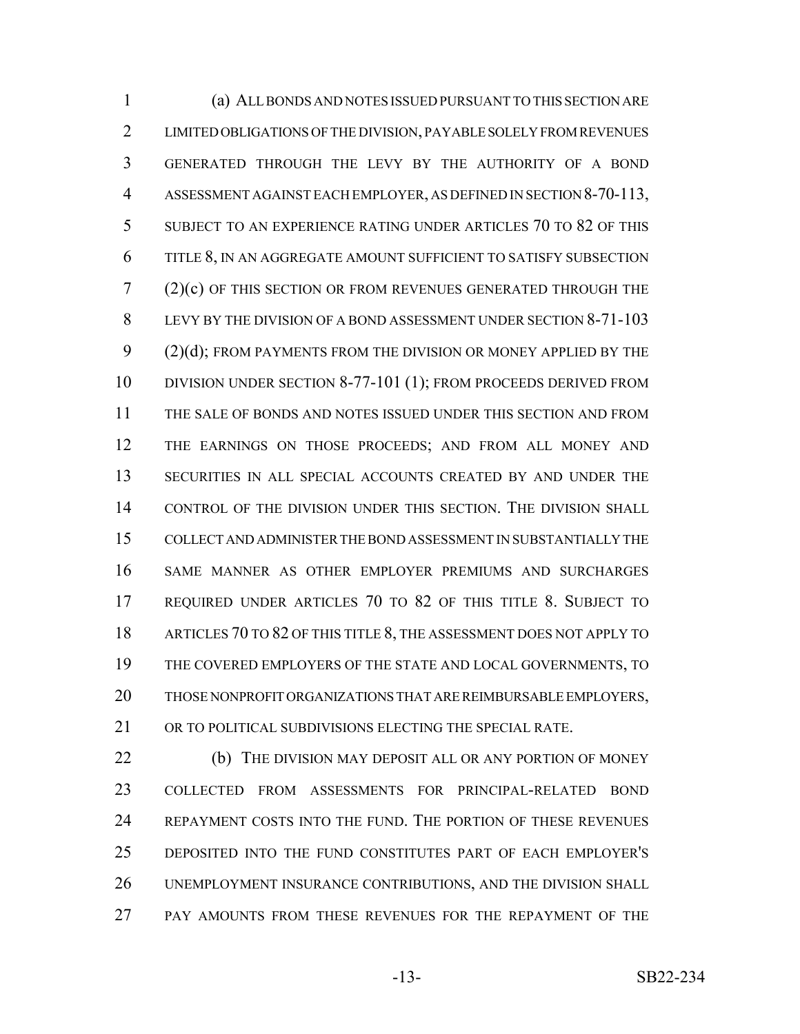(a) ALL BONDS AND NOTES ISSUED PURSUANT TO THIS SECTION ARE LIMITED OBLIGATIONS OF THE DIVISION, PAYABLE SOLELY FROM REVENUES GENERATED THROUGH THE LEVY BY THE AUTHORITY OF A BOND ASSESSMENT AGAINST EACH EMPLOYER, AS DEFINED IN SECTION 8-70-113, SUBJECT TO AN EXPERIENCE RATING UNDER ARTICLES 70 TO 82 OF THIS TITLE 8, IN AN AGGREGATE AMOUNT SUFFICIENT TO SATISFY SUBSECTION (2)(c) OF THIS SECTION OR FROM REVENUES GENERATED THROUGH THE LEVY BY THE DIVISION OF A BOND ASSESSMENT UNDER SECTION 8-71-103 (2)(d); FROM PAYMENTS FROM THE DIVISION OR MONEY APPLIED BY THE DIVISION UNDER SECTION 8-77-101 (1); FROM PROCEEDS DERIVED FROM THE SALE OF BONDS AND NOTES ISSUED UNDER THIS SECTION AND FROM THE EARNINGS ON THOSE PROCEEDS; AND FROM ALL MONEY AND SECURITIES IN ALL SPECIAL ACCOUNTS CREATED BY AND UNDER THE CONTROL OF THE DIVISION UNDER THIS SECTION. THE DIVISION SHALL COLLECT AND ADMINISTER THE BOND ASSESSMENT IN SUBSTANTIALLY THE SAME MANNER AS OTHER EMPLOYER PREMIUMS AND SURCHARGES REQUIRED UNDER ARTICLES 70 TO 82 OF THIS TITLE 8. SUBJECT TO ARTICLES 70 TO 82 OF THIS TITLE 8, THE ASSESSMENT DOES NOT APPLY TO THE COVERED EMPLOYERS OF THE STATE AND LOCAL GOVERNMENTS, TO THOSE NONPROFIT ORGANIZATIONS THAT ARE REIMBURSABLE EMPLOYERS, OR TO POLITICAL SUBDIVISIONS ELECTING THE SPECIAL RATE.

(b) THE DIVISION MAY DEPOSIT ALL OR ANY PORTION OF MONEY COLLECTED FROM ASSESSMENTS FOR PRINCIPAL-RELATED BOND REPAYMENT COSTS INTO THE FUND. THE PORTION OF THESE REVENUES DEPOSITED INTO THE FUND CONSTITUTES PART OF EACH EMPLOYER'S UNEMPLOYMENT INSURANCE CONTRIBUTIONS, AND THE DIVISION SHALL PAY AMOUNTS FROM THESE REVENUES FOR THE REPAYMENT OF THE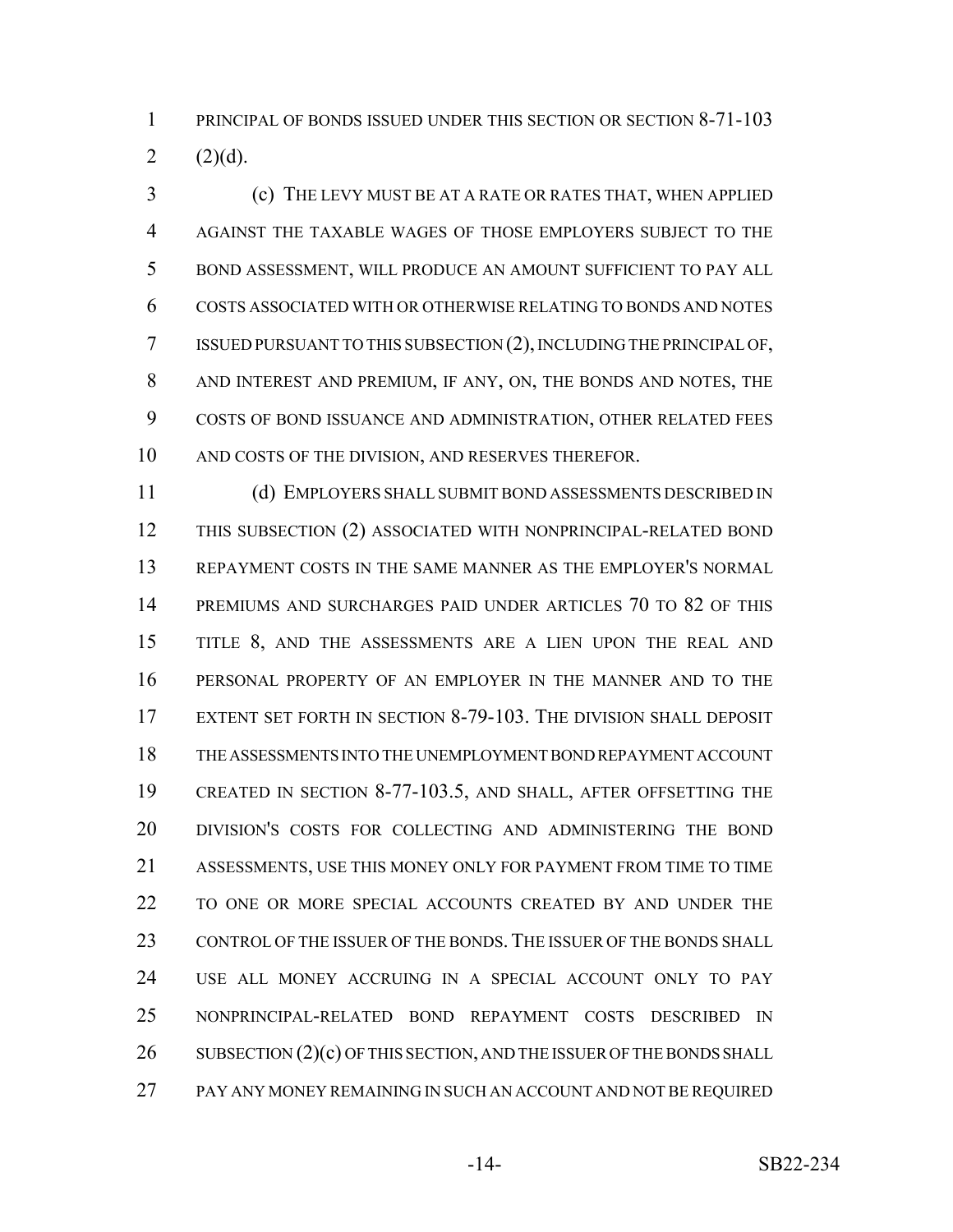PRINCIPAL OF BONDS ISSUED UNDER THIS SECTION OR SECTION 8-71-103 (2)(d).

(c) THE LEVY MUST BE AT A RATE OR RATES THAT, WHEN APPLIED AGAINST THE TAXABLE WAGES OF THOSE EMPLOYERS SUBJECT TO THE BOND ASSESSMENT, WILL PRODUCE AN AMOUNT SUFFICIENT TO PAY ALL COSTS ASSOCIATED WITH OR OTHERWISE RELATING TO BONDS AND NOTES ISSUED PURSUANT TO THIS SUBSECTION (2), INCLUDING THE PRINCIPAL OF, AND INTEREST AND PREMIUM, IF ANY, ON, THE BONDS AND NOTES, THE COSTS OF BOND ISSUANCE AND ADMINISTRATION, OTHER RELATED FEES AND COSTS OF THE DIVISION, AND RESERVES THEREFOR.

(d) EMPLOYERS SHALL SUBMIT BOND ASSESSMENTS DESCRIBED IN THIS SUBSECTION (2) ASSOCIATED WITH NONPRINCIPAL-RELATED BOND REPAYMENT COSTS IN THE SAME MANNER AS THE EMPLOYER'S NORMAL PREMIUMS AND SURCHARGES PAID UNDER ARTICLES 70 TO 82 OF THIS TITLE 8, AND THE ASSESSMENTS ARE A LIEN UPON THE REAL AND PERSONAL PROPERTY OF AN EMPLOYER IN THE MANNER AND TO THE EXTENT SET FORTH IN SECTION 8-79-103. THE DIVISION SHALL DEPOSIT THE ASSESSMENTS INTO THE UNEMPLOYMENT BOND REPAYMENT ACCOUNT CREATED IN SECTION 8-77-103.5, AND SHALL, AFTER OFFSETTING THE DIVISION'S COSTS FOR COLLECTING AND ADMINISTERING THE BOND ASSESSMENTS, USE THIS MONEY ONLY FOR PAYMENT FROM TIME TO TIME TO ONE OR MORE SPECIAL ACCOUNTS CREATED BY AND UNDER THE CONTROL OF THE ISSUER OF THE BONDS. THE ISSUER OF THE BONDS SHALL USE ALL MONEY ACCRUING IN A SPECIAL ACCOUNT ONLY TO PAY NONPRINCIPAL-RELATED BOND REPAYMENT COSTS DESCRIBED IN SUBSECTION (2)(c) OF THIS SECTION, AND THE ISSUER OF THE BONDS SHALL PAY ANY MONEY REMAINING IN SUCH AN ACCOUNT AND NOT BE REQUIRED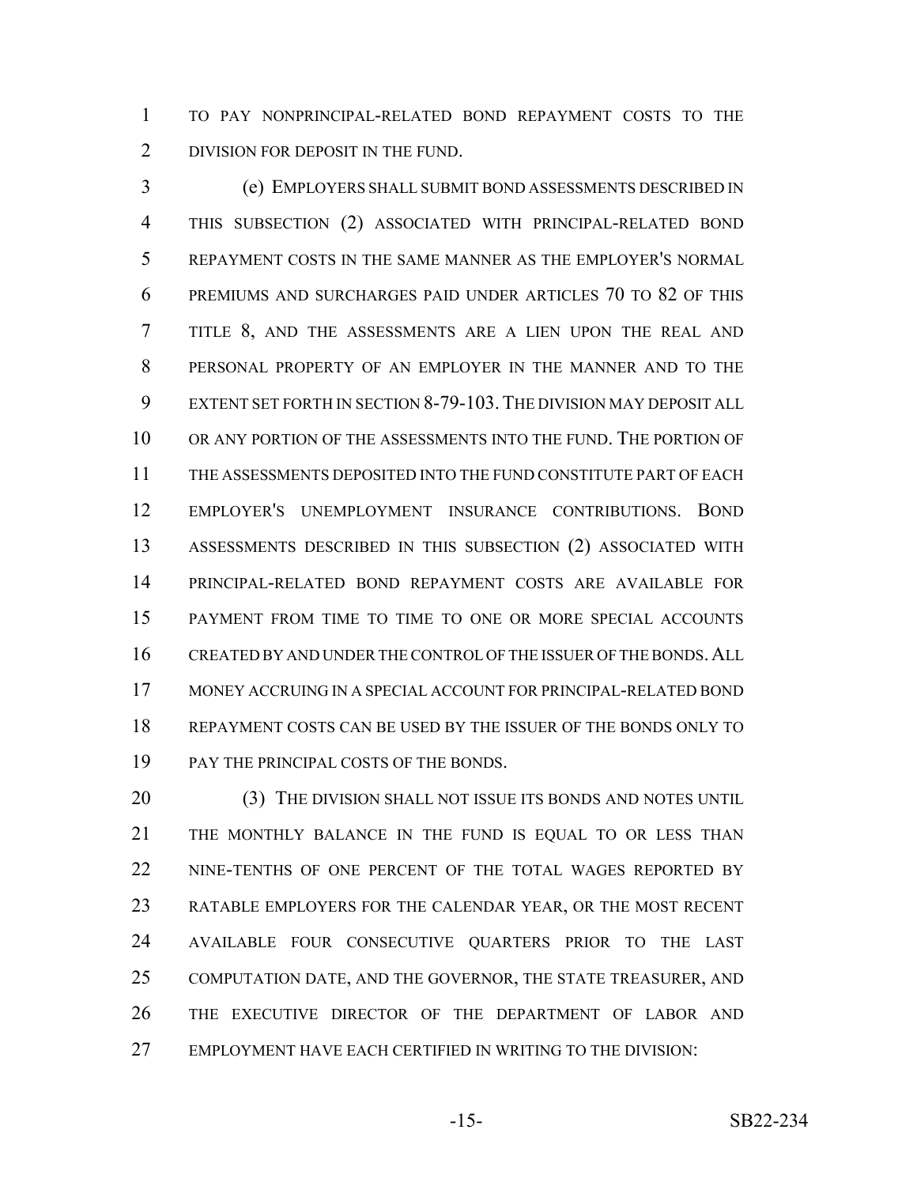TO PAY NONPRINCIPAL-RELATED BOND REPAYMENT COSTS TO THE DIVISION FOR DEPOSIT IN THE FUND.

(e) EMPLOYERS SHALL SUBMIT BOND ASSESSMENTS DESCRIBED IN THIS SUBSECTION (2) ASSOCIATED WITH PRINCIPAL-RELATED BOND REPAYMENT COSTS IN THE SAME MANNER AS THE EMPLOYER'S NORMAL PREMIUMS AND SURCHARGES PAID UNDER ARTICLES 70 TO 82 OF THIS TITLE 8, AND THE ASSESSMENTS ARE A LIEN UPON THE REAL AND PERSONAL PROPERTY OF AN EMPLOYER IN THE MANNER AND TO THE EXTENT SET FORTH IN SECTION 8-79-103. THE DIVISION MAY DEPOSIT ALL OR ANY PORTION OF THE ASSESSMENTS INTO THE FUND. THE PORTION OF THE ASSESSMENTS DEPOSITED INTO THE FUND CONSTITUTE PART OF EACH EMPLOYER'S UNEMPLOYMENT INSURANCE CONTRIBUTIONS. BOND ASSESSMENTS DESCRIBED IN THIS SUBSECTION (2) ASSOCIATED WITH PRINCIPAL-RELATED BOND REPAYMENT COSTS ARE AVAILABLE FOR PAYMENT FROM TIME TO TIME TO ONE OR MORE SPECIAL ACCOUNTS CREATED BY AND UNDER THE CONTROL OF THE ISSUER OF THE BONDS. ALL MONEY ACCRUING IN A SPECIAL ACCOUNT FOR PRINCIPAL-RELATED BOND REPAYMENT COSTS CAN BE USED BY THE ISSUER OF THE BONDS ONLY TO PAY THE PRINCIPAL COSTS OF THE BONDS.

(3) THE DIVISION SHALL NOT ISSUE ITS BONDS AND NOTES UNTIL THE MONTHLY BALANCE IN THE FUND IS EQUAL TO OR LESS THAN NINE-TENTHS OF ONE PERCENT OF THE TOTAL WAGES REPORTED BY RATABLE EMPLOYERS FOR THE CALENDAR YEAR, OR THE MOST RECENT AVAILABLE FOUR CONSECUTIVE QUARTERS PRIOR TO THE LAST COMPUTATION DATE, AND THE GOVERNOR, THE STATE TREASURER, AND THE EXECUTIVE DIRECTOR OF THE DEPARTMENT OF LABOR AND EMPLOYMENT HAVE EACH CERTIFIED IN WRITING TO THE DIVISION: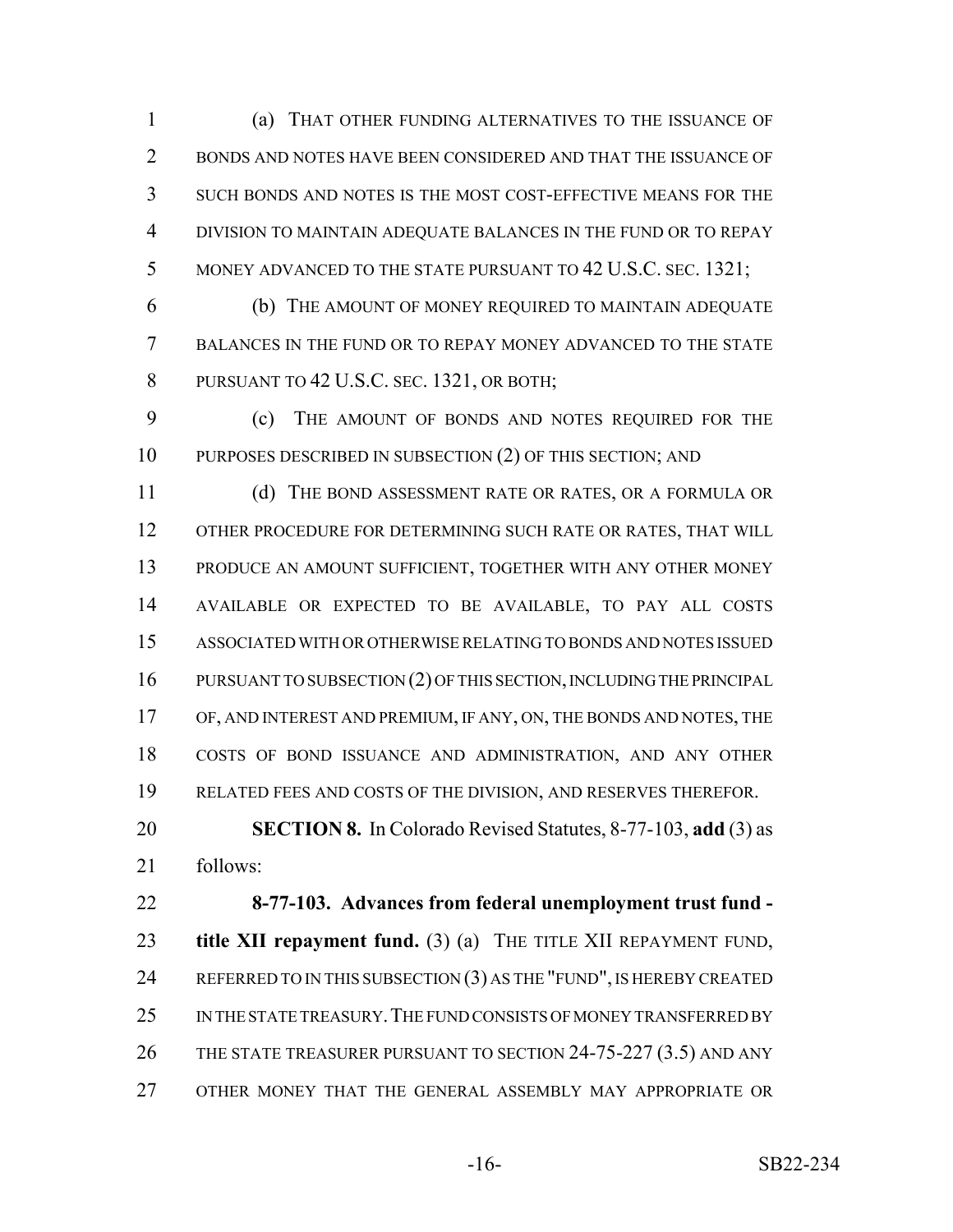(a) THAT OTHER FUNDING ALTERNATIVES TO THE ISSUANCE OF BONDS AND NOTES HAVE BEEN CONSIDERED AND THAT THE ISSUANCE OF SUCH BONDS AND NOTES IS THE MOST COST-EFFECTIVE MEANS FOR THE DIVISION TO MAINTAIN ADEQUATE BALANCES IN THE FUND OR TO REPAY MONEY ADVANCED TO THE STATE PURSUANT TO 42 U.S.C. SEC. 1321;

(b) THE AMOUNT OF MONEY REQUIRED TO MAINTAIN ADEQUATE BALANCES IN THE FUND OR TO REPAY MONEY ADVANCED TO THE STATE PURSUANT TO 42 U.S.C. SEC. 1321, OR BOTH;

(c) THE AMOUNT OF BONDS AND NOTES REQUIRED FOR THE PURPOSES DESCRIBED IN SUBSECTION (2) OF THIS SECTION; AND

(d) THE BOND ASSESSMENT RATE OR RATES, OR A FORMULA OR OTHER PROCEDURE FOR DETERMINING SUCH RATE OR RATES, THAT WILL PRODUCE AN AMOUNT SUFFICIENT, TOGETHER WITH ANY OTHER MONEY AVAILABLE OR EXPECTED TO BE AVAILABLE, TO PAY ALL COSTS ASSOCIATED WITH OR OTHERWISE RELATING TO BONDS AND NOTES ISSUED PURSUANT TO SUBSECTION (2) OF THIS SECTION, INCLUDING THE PRINCIPAL OF, AND INTEREST AND PREMIUM, IF ANY, ON, THE BONDS AND NOTES, THE COSTS OF BOND ISSUANCE AND ADMINISTRATION, AND ANY OTHER RELATED FEES AND COSTS OF THE DIVISION, AND RESERVES THEREFOR.

**SECTION 8.** In Colorado Revised Statutes, 8-77-103, **add** (3) as follows:

**8-77-103. Advances from federal unemployment trust fund - title XII repayment fund.** (3) (a) THE TITLE XII REPAYMENT FUND, REFERRED TO IN THIS SUBSECTION (3) AS THE "FUND", IS HEREBY CREATED IN THE STATE TREASURY. THE FUND CONSISTS OF MONEY TRANSFERRED BY THE STATE TREASURER PURSUANT TO SECTION 24-75-227 (3.5) AND ANY OTHER MONEY THAT THE GENERAL ASSEMBLY MAY APPROPRIATE OR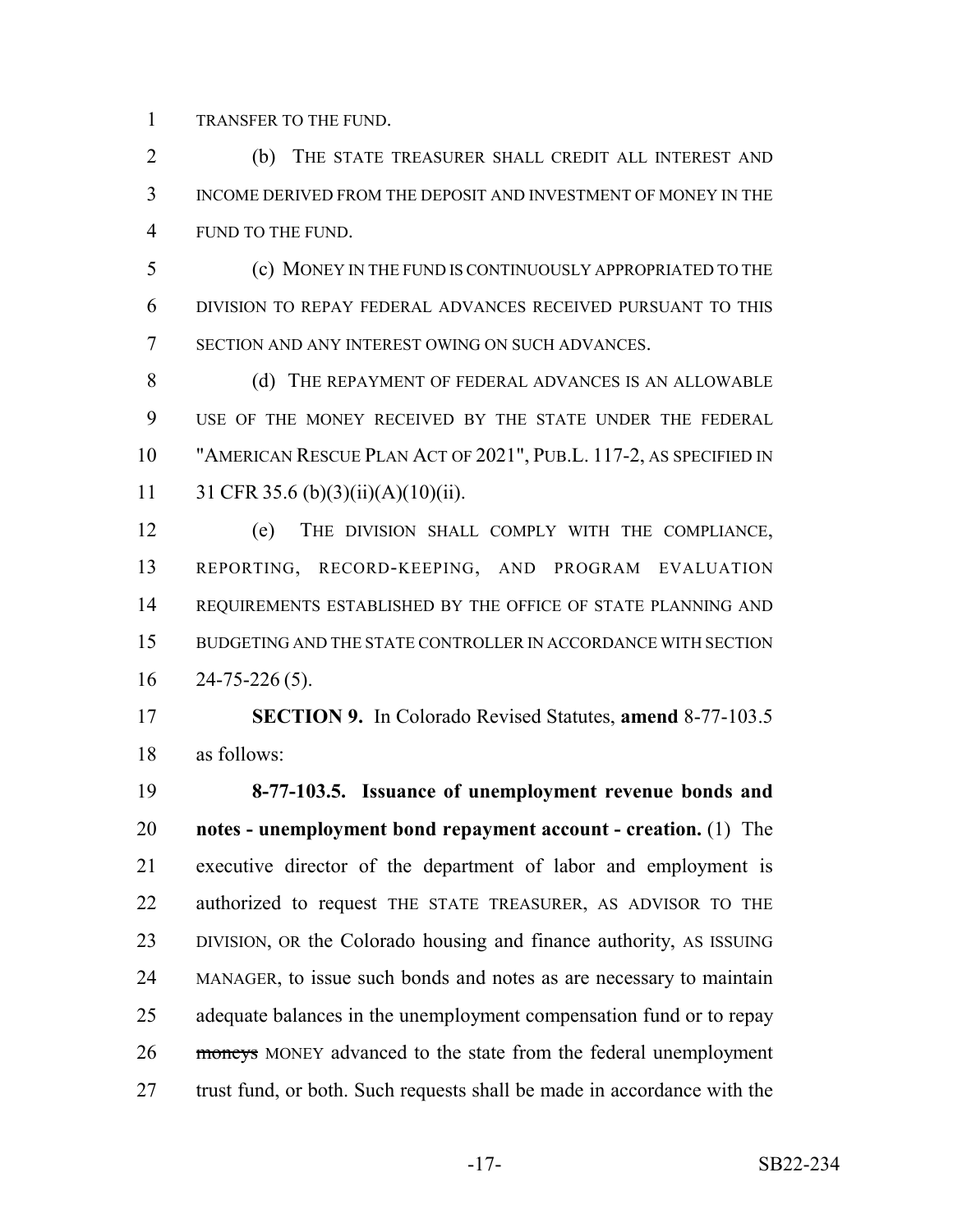TRANSFER TO THE FUND.

(b) THE STATE TREASURER SHALL CREDIT ALL INTEREST AND INCOME DERIVED FROM THE DEPOSIT AND INVESTMENT OF MONEY IN THE FUND TO THE FUND.

(c) MONEY IN THE FUND IS CONTINUOUSLY APPROPRIATED TO THE DIVISION TO REPAY FEDERAL ADVANCES RECEIVED PURSUANT TO THIS SECTION AND ANY INTEREST OWING ON SUCH ADVANCES.

(d) THE REPAYMENT OF FEDERAL ADVANCES IS AN ALLOWABLE USE OF THE MONEY RECEIVED BY THE STATE UNDER THE FEDERAL "AMERICAN RESCUE PLAN ACT OF 2021", PUB.L. 117-2, AS SPECIFIED IN 31 CFR 35.6 (b)(3)(ii)(A)(10)(ii).

(e) THE DIVISION SHALL COMPLY WITH THE COMPLIANCE, REPORTING, RECORD-KEEPING, AND PROGRAM EVALUATION REQUIREMENTS ESTABLISHED BY THE OFFICE OF STATE PLANNING AND BUDGETING AND THE STATE CONTROLLER IN ACCORDANCE WITH SECTION 24-75-226 (5).

**SECTION 9.** In Colorado Revised Statutes, **amend** 8-77-103.5 as follows:

**8-77-103.5. Issuance of unemployment revenue bonds and notes - unemployment bond repayment account - creation.** (1) The executive director of the department of labor and employment is authorized to request THE STATE TREASURER, AS ADVISOR TO THE DIVISION, OR the Colorado housing and finance authority, AS ISSUING MANAGER, to issue such bonds and notes as are necessary to maintain adequate balances in the unemployment compensation fund or to repay ~~moneys~~ MONEY advanced to the state from the federal unemployment trust fund, or both. Such requests shall be made in accordance with the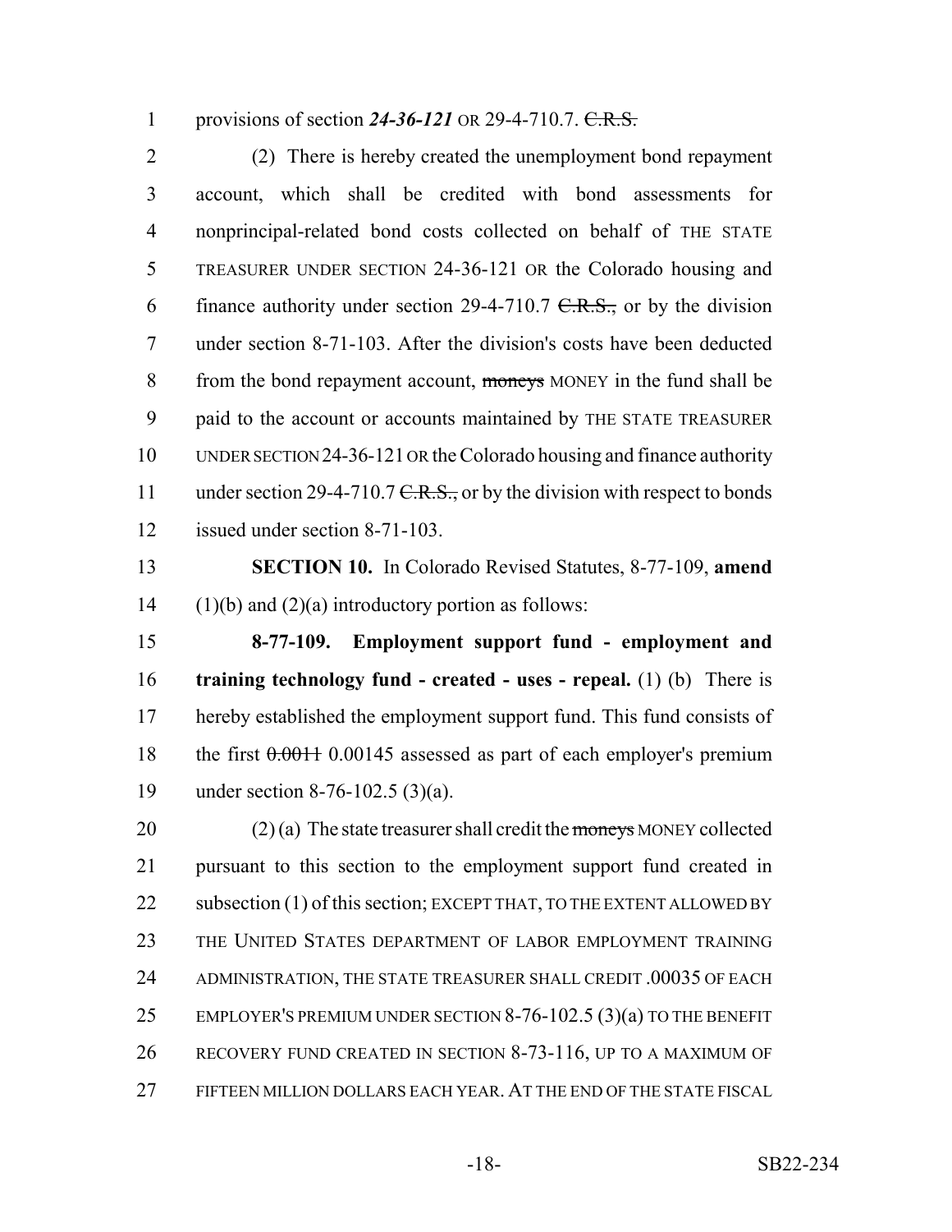provisions of section ***24-36-121*** OR 29-4-710.7. ~~C.R.S.~~

(2) There is hereby created the unemployment bond repayment account, which shall be credited with bond assessments for nonprincipal-related bond costs collected on behalf of THE STATE TREASURER UNDER SECTION 24-36-121 OR the Colorado housing and finance authority under section 29-4-710.7 ~~C.R.S.,~~ or by the division under section 8-71-103. After the division's costs have been deducted from the bond repayment account, ~~moneys~~ MONEY in the fund shall be paid to the account or accounts maintained by THE STATE TREASURER UNDER SECTION 24-36-121 OR the Colorado housing and finance authority under section 29-4-710.7 ~~C.R.S.,~~ or by the division with respect to bonds issued under section 8-71-103.

**SECTION 10.** In Colorado Revised Statutes, 8-77-109, **amend** (1)(b) and (2)(a) introductory portion as follows:

**8-77-109. Employment support fund - employment and training technology fund - created - uses - repeal.** (1) (b) There is hereby established the employment support fund. This fund consists of the first ~~0.0011~~ 0.00145 assessed as part of each employer's premium under section 8-76-102.5 (3)(a).

(2) (a) The state treasurer shall credit the ~~moneys~~ MONEY collected pursuant to this section to the employment support fund created in subsection (1) of this section; EXCEPT THAT, TO THE EXTENT ALLOWED BY THE UNITED STATES DEPARTMENT OF LABOR EMPLOYMENT TRAINING ADMINISTRATION, THE STATE TREASURER SHALL CREDIT .00035 OF EACH EMPLOYER'S PREMIUM UNDER SECTION 8-76-102.5 (3)(a) TO THE BENEFIT RECOVERY FUND CREATED IN SECTION 8-73-116, UP TO A MAXIMUM OF FIFTEEN MILLION DOLLARS EACH YEAR. AT THE END OF THE STATE FISCAL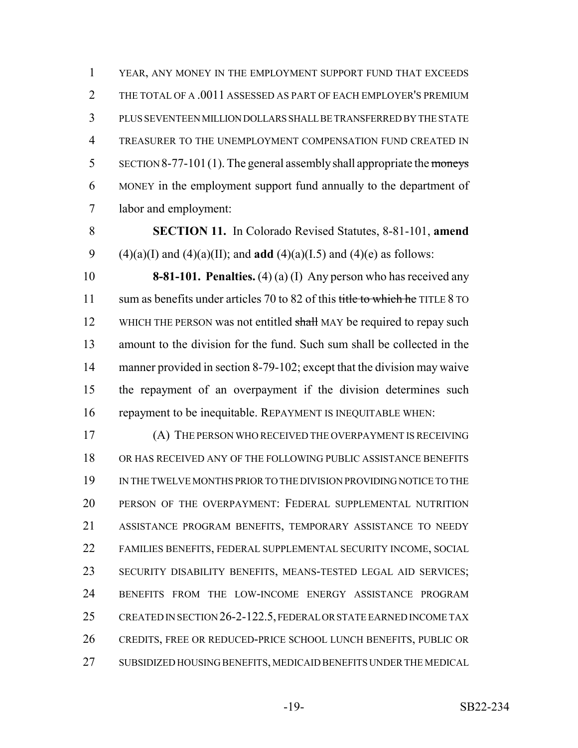YEAR, ANY MONEY IN THE EMPLOYMENT SUPPORT FUND THAT EXCEEDS THE TOTAL OF A .0011 ASSESSED AS PART OF EACH EMPLOYER'S PREMIUM PLUS SEVENTEEN MILLION DOLLARS SHALL BE TRANSFERRED BY THE STATE TREASURER TO THE UNEMPLOYMENT COMPENSATION FUND CREATED IN SECTION 8-77-101 (1). The general assembly shall appropriate the ~~moneys~~ MONEY in the employment support fund annually to the department of labor and employment:

**SECTION 11.** In Colorado Revised Statutes, 8-81-101, **amend** (4)(a)(I) and (4)(a)(II); and **add** (4)(a)(I.5) and (4)(e) as follows:

**8-81-101. Penalties.** (4) (a) (I) Any person who has received any sum as benefits under articles 70 to 82 of this ~~title to which he~~ TITLE 8 TO WHICH THE PERSON was not entitled ~~shall~~ MAY be required to repay such amount to the division for the fund. Such sum shall be collected in the manner provided in section 8-79-102; except that the division may waive the repayment of an overpayment if the division determines such repayment to be inequitable. REPAYMENT IS INEQUITABLE WHEN:

(A) THE PERSON WHO RECEIVED THE OVERPAYMENT IS RECEIVING OR HAS RECEIVED ANY OF THE FOLLOWING PUBLIC ASSISTANCE BENEFITS IN THE TWELVE MONTHS PRIOR TO THE DIVISION PROVIDING NOTICE TO THE PERSON OF THE OVERPAYMENT: FEDERAL SUPPLEMENTAL NUTRITION ASSISTANCE PROGRAM BENEFITS, TEMPORARY ASSISTANCE TO NEEDY FAMILIES BENEFITS, FEDERAL SUPPLEMENTAL SECURITY INCOME, SOCIAL SECURITY DISABILITY BENEFITS, MEANS-TESTED LEGAL AID SERVICES; BENEFITS FROM THE LOW-INCOME ENERGY ASSISTANCE PROGRAM CREATED IN SECTION 26-2-122.5, FEDERAL OR STATE EARNED INCOME TAX CREDITS, FREE OR REDUCED-PRICE SCHOOL LUNCH BENEFITS, PUBLIC OR SUBSIDIZED HOUSING BENEFITS, MEDICAID BENEFITS UNDER THE MEDICAL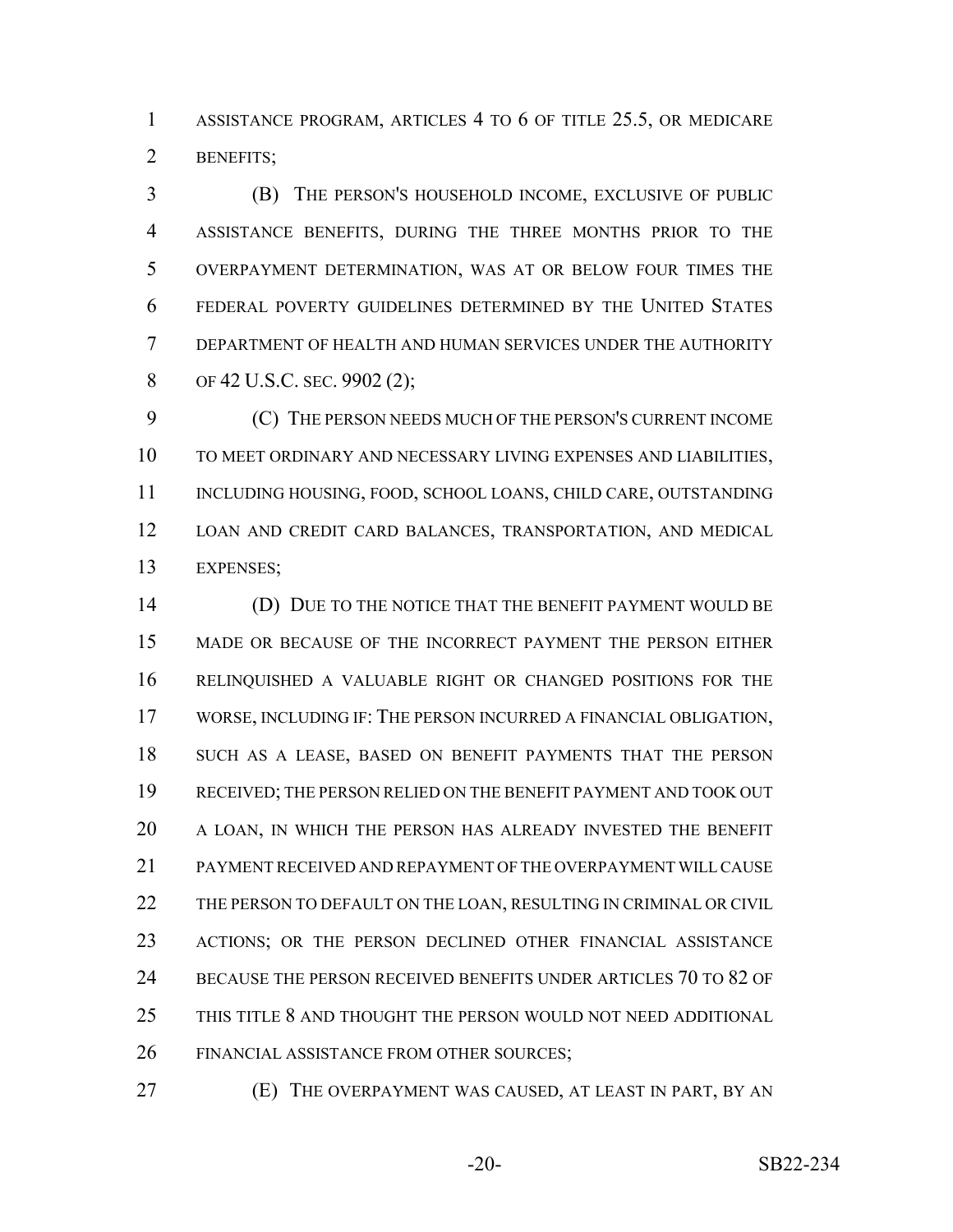ASSISTANCE PROGRAM, ARTICLES 4 TO 6 OF TITLE 25.5, OR MEDICARE BENEFITS;

(B) THE PERSON'S HOUSEHOLD INCOME, EXCLUSIVE OF PUBLIC ASSISTANCE BENEFITS, DURING THE THREE MONTHS PRIOR TO THE OVERPAYMENT DETERMINATION, WAS AT OR BELOW FOUR TIMES THE FEDERAL POVERTY GUIDELINES DETERMINED BY THE UNITED STATES DEPARTMENT OF HEALTH AND HUMAN SERVICES UNDER THE AUTHORITY OF 42 U.S.C. SEC. 9902 (2);

(C) THE PERSON NEEDS MUCH OF THE PERSON'S CURRENT INCOME TO MEET ORDINARY AND NECESSARY LIVING EXPENSES AND LIABILITIES, INCLUDING HOUSING, FOOD, SCHOOL LOANS, CHILD CARE, OUTSTANDING LOAN AND CREDIT CARD BALANCES, TRANSPORTATION, AND MEDICAL EXPENSES;

(D) DUE TO THE NOTICE THAT THE BENEFIT PAYMENT WOULD BE MADE OR BECAUSE OF THE INCORRECT PAYMENT THE PERSON EITHER RELINQUISHED A VALUABLE RIGHT OR CHANGED POSITIONS FOR THE WORSE, INCLUDING IF: THE PERSON INCURRED A FINANCIAL OBLIGATION, SUCH AS A LEASE, BASED ON BENEFIT PAYMENTS THAT THE PERSON RECEIVED; THE PERSON RELIED ON THE BENEFIT PAYMENT AND TOOK OUT A LOAN, IN WHICH THE PERSON HAS ALREADY INVESTED THE BENEFIT PAYMENT RECEIVED AND REPAYMENT OF THE OVERPAYMENT WILL CAUSE THE PERSON TO DEFAULT ON THE LOAN, RESULTING IN CRIMINAL OR CIVIL ACTIONS; OR THE PERSON DECLINED OTHER FINANCIAL ASSISTANCE BECAUSE THE PERSON RECEIVED BENEFITS UNDER ARTICLES 70 TO 82 OF THIS TITLE 8 AND THOUGHT THE PERSON WOULD NOT NEED ADDITIONAL FINANCIAL ASSISTANCE FROM OTHER SOURCES;

(E) THE OVERPAYMENT WAS CAUSED, AT LEAST IN PART, BY AN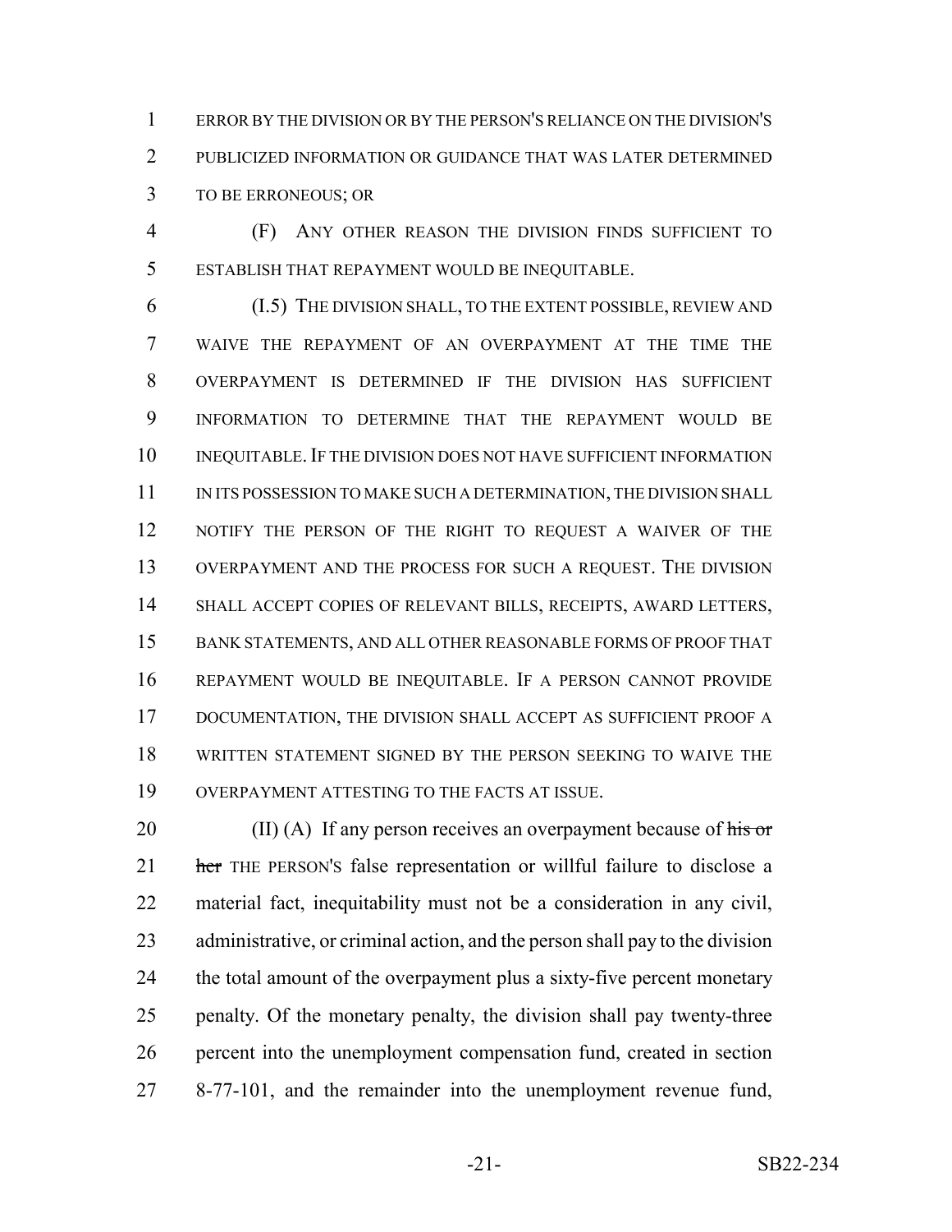ERROR BY THE DIVISION OR BY THE PERSON'S RELIANCE ON THE DIVISION'S PUBLICIZED INFORMATION OR GUIDANCE THAT WAS LATER DETERMINED TO BE ERRONEOUS; OR

(F) ANY OTHER REASON THE DIVISION FINDS SUFFICIENT TO ESTABLISH THAT REPAYMENT WOULD BE INEQUITABLE.

(I.5) THE DIVISION SHALL, TO THE EXTENT POSSIBLE, REVIEW AND WAIVE THE REPAYMENT OF AN OVERPAYMENT AT THE TIME THE OVERPAYMENT IS DETERMINED IF THE DIVISION HAS SUFFICIENT INFORMATION TO DETERMINE THAT THE REPAYMENT WOULD BE INEQUITABLE. IF THE DIVISION DOES NOT HAVE SUFFICIENT INFORMATION IN ITS POSSESSION TO MAKE SUCH A DETERMINATION, THE DIVISION SHALL NOTIFY THE PERSON OF THE RIGHT TO REQUEST A WAIVER OF THE OVERPAYMENT AND THE PROCESS FOR SUCH A REQUEST. THE DIVISION SHALL ACCEPT COPIES OF RELEVANT BILLS, RECEIPTS, AWARD LETTERS, BANK STATEMENTS, AND ALL OTHER REASONABLE FORMS OF PROOF THAT REPAYMENT WOULD BE INEQUITABLE. IF A PERSON CANNOT PROVIDE DOCUMENTATION, THE DIVISION SHALL ACCEPT AS SUFFICIENT PROOF A WRITTEN STATEMENT SIGNED BY THE PERSON SEEKING TO WAIVE THE OVERPAYMENT ATTESTING TO THE FACTS AT ISSUE.

(II) (A) If any person receives an overpayment because of ~~his or her~~ THE PERSON'S false representation or willful failure to disclose a material fact, inequitability must not be a consideration in any civil, administrative, or criminal action, and the person shall pay to the division the total amount of the overpayment plus a sixty-five percent monetary penalty. Of the monetary penalty, the division shall pay twenty-three percent into the unemployment compensation fund, created in section 8-77-101, and the remainder into the unemployment revenue fund,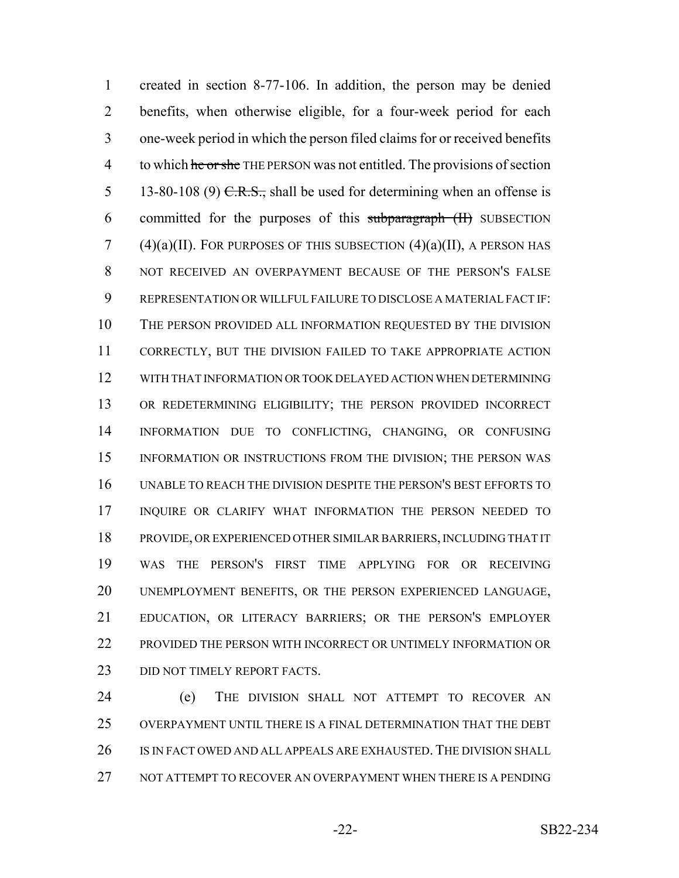created in section 8-77-106. In addition, the person may be denied benefits, when otherwise eligible, for a four-week period for each one-week period in which the person filed claims for or received benefits to which ~~he or she~~ THE PERSON was not entitled. The provisions of section 13-80-108 (9) ~~C.R.S.,~~ shall be used for determining when an offense is committed for the purposes of this ~~subparagraph (II)~~ SUBSECTION (4)(a)(II). FOR PURPOSES OF THIS SUBSECTION (4)(a)(II), A PERSON HAS NOT RECEIVED AN OVERPAYMENT BECAUSE OF THE PERSON'S FALSE REPRESENTATION OR WILLFUL FAILURE TO DISCLOSE A MATERIAL FACT IF: THE PERSON PROVIDED ALL INFORMATION REQUESTED BY THE DIVISION CORRECTLY, BUT THE DIVISION FAILED TO TAKE APPROPRIATE ACTION WITH THAT INFORMATION OR TOOK DELAYED ACTION WHEN DETERMINING OR REDETERMINING ELIGIBILITY; THE PERSON PROVIDED INCORRECT INFORMATION DUE TO CONFLICTING, CHANGING, OR CONFUSING INFORMATION OR INSTRUCTIONS FROM THE DIVISION; THE PERSON WAS UNABLE TO REACH THE DIVISION DESPITE THE PERSON'S BEST EFFORTS TO INQUIRE OR CLARIFY WHAT INFORMATION THE PERSON NEEDED TO PROVIDE, OR EXPERIENCED OTHER SIMILAR BARRIERS, INCLUDING THAT IT WAS THE PERSON'S FIRST TIME APPLYING FOR OR RECEIVING UNEMPLOYMENT BENEFITS, OR THE PERSON EXPERIENCED LANGUAGE, EDUCATION, OR LITERACY BARRIERS; OR THE PERSON'S EMPLOYER PROVIDED THE PERSON WITH INCORRECT OR UNTIMELY INFORMATION OR DID NOT TIMELY REPORT FACTS.

(e) THE DIVISION SHALL NOT ATTEMPT TO RECOVER AN OVERPAYMENT UNTIL THERE IS A FINAL DETERMINATION THAT THE DEBT IS IN FACT OWED AND ALL APPEALS ARE EXHAUSTED. THE DIVISION SHALL NOT ATTEMPT TO RECOVER AN OVERPAYMENT WHEN THERE IS A PENDING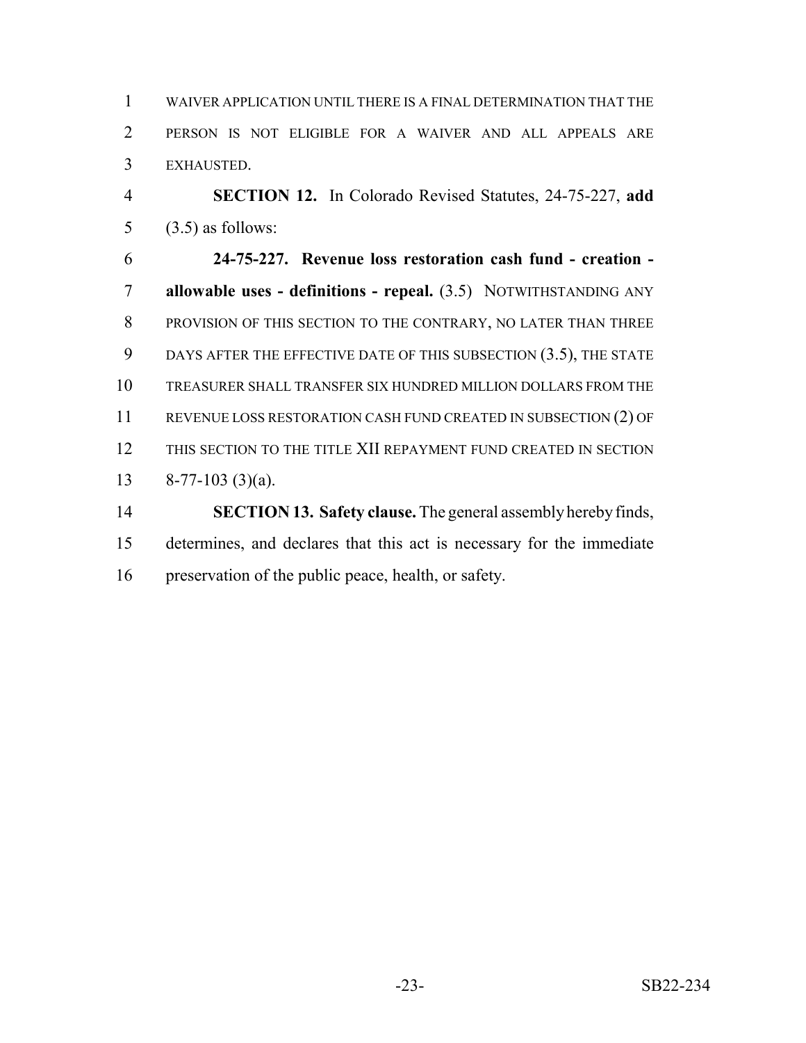WAIVER APPLICATION UNTIL THERE IS A FINAL DETERMINATION THAT THE PERSON IS NOT ELIGIBLE FOR A WAIVER AND ALL APPEALS ARE EXHAUSTED.

**SECTION 12.** In Colorado Revised Statutes, 24-75-227, **add** (3.5) as follows:

**24-75-227. Revenue loss restoration cash fund - creation - allowable uses - definitions - repeal.** (3.5) NOTWITHSTANDING ANY PROVISION OF THIS SECTION TO THE CONTRARY, NO LATER THAN THREE DAYS AFTER THE EFFECTIVE DATE OF THIS SUBSECTION (3.5), THE STATE TREASURER SHALL TRANSFER SIX HUNDRED MILLION DOLLARS FROM THE REVENUE LOSS RESTORATION CASH FUND CREATED IN SUBSECTION (2) OF THIS SECTION TO THE TITLE XII REPAYMENT FUND CREATED IN SECTION 8-77-103 (3)(a).

**SECTION 13. Safety clause.** The general assembly hereby finds, determines, and declares that this act is necessary for the immediate preservation of the public peace, health, or safety.